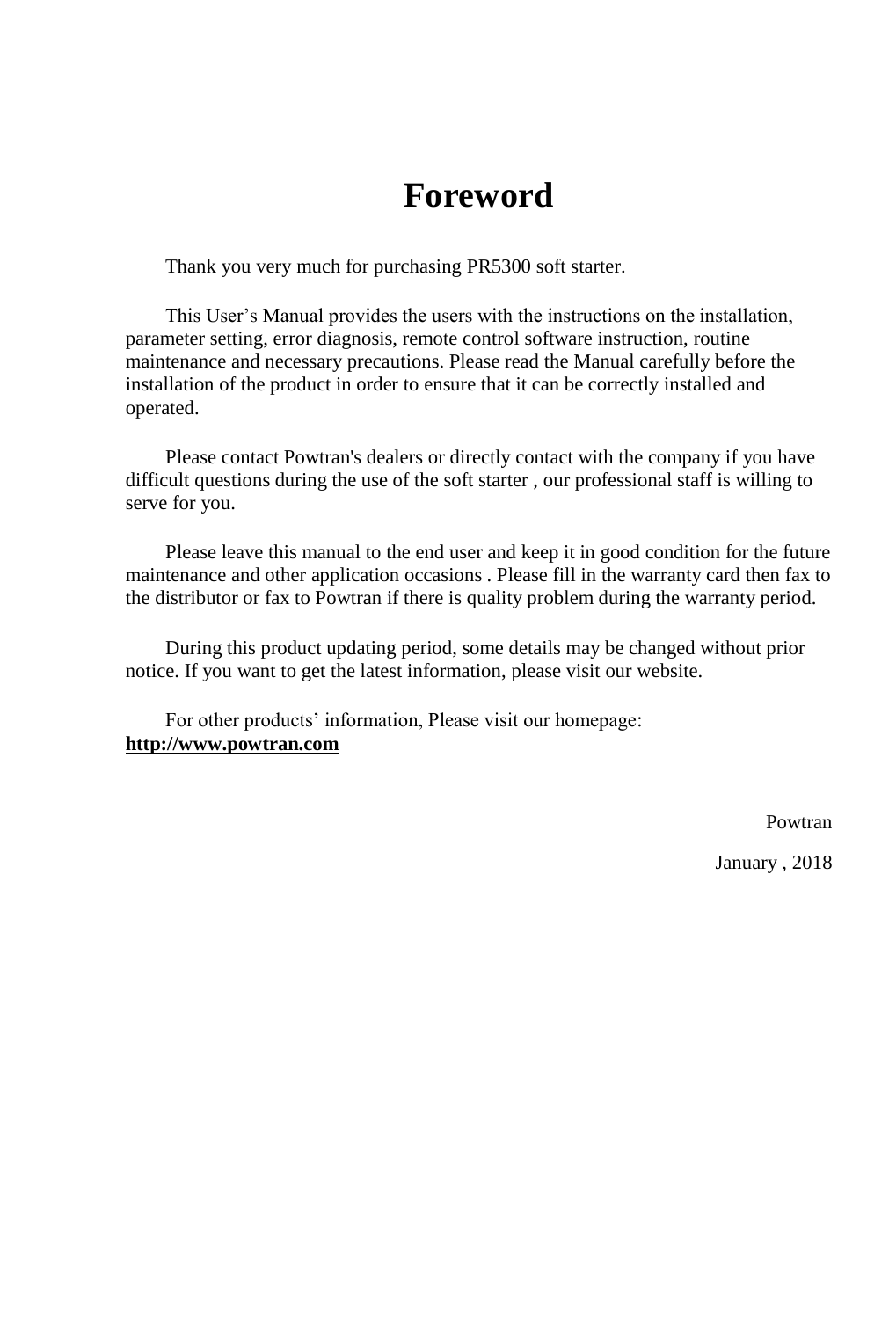# Foreword

Thank you very much for purchasing PR5300 soft starter.

This User's Manual provides the users with the instructions on the installation, parameter setting, error diagnosis, remote control software instruction, routine maintenance and necessary precautions. Please read the Manual carefully before the installation of the product in order to ensure that it can be correctly installed and operated.

Please contact Powtran's dealers or directly contact with the company if you have difficult questions during the use of the soft starter , our professional staff is willing to serve for you.

Please leave this manual to the end user and keep it in good condition for the future maintenance and other application occasions . Please fill in the warranty card then fax to the distributor or fax to Powtran if there is quality problem during the warranty period.

During this product updating period, some details may be changed without prior notice. If you want to get the latest information, please visit our website.

For other products' information, Please visit our homepage: **http://www.powtran.com**

Powtran

January , 2018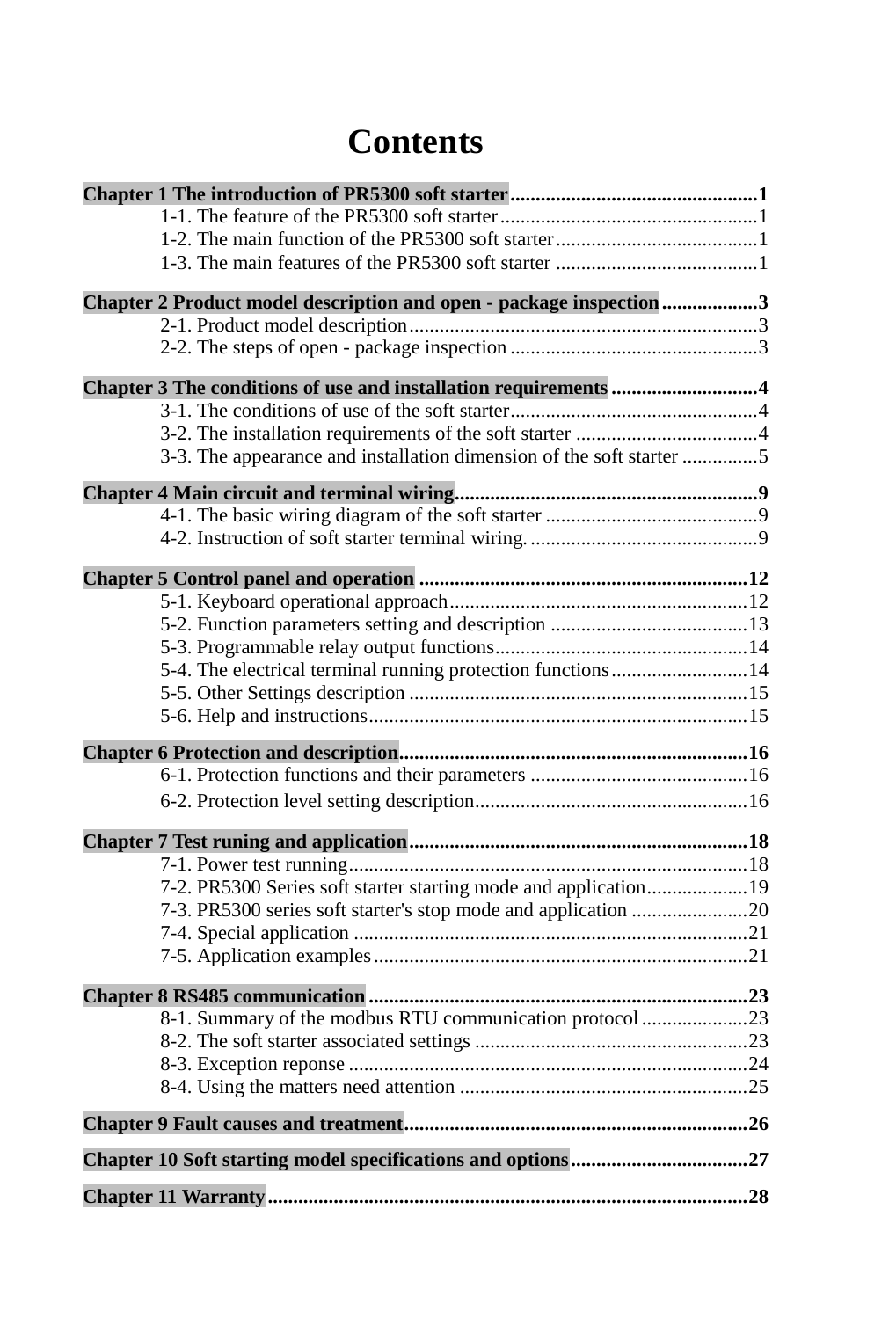# Contents

**Chapter 1 The introduction of PR5300 soft starter** .......... 1

- 1-1. The feature of the PR5300 soft starter .......... 1
- 1-2. The main function of the PR5300 soft starter .......... 1
- 1-3. The main features of the PR5300 soft starter .......... 1

**Chapter 2 Product model description and open - package inspection** .......... 3

- 2-1. Product model description .......... 3
- 2-2. The steps of open - package inspection .......... 3

**Chapter 3 The conditions of use and installation requirements** .......... 4

- 3-1. The conditions of use of the soft starter .......... 4
- 3-2. The installation requirements of the soft starter .......... 4
- 3-3. The appearance and installation dimension of the soft starter .......... 5

**Chapter 4 Main circuit and terminal wiring** .......... 9

- 4-1. The basic wiring diagram of the soft starter .......... 9
- 4-2. Instruction of soft starter terminal wiring. .......... 9

**Chapter 5 Control panel and operation** .......... 12

- 5-1. Keyboard operational approach .......... 12
- 5-2. Function parameters setting and description .......... 13
- 5-3. Programmable relay output functions .......... 14
- 5-4. The electrical terminal running protection functions .......... 14
- 5-5. Other Settings description .......... 15
- 5-6. Help and instructions .......... 15

**Chapter 6 Protection and description** .......... 16

- 6-1. Protection functions and their parameters .......... 16
- 6-2. Protection level setting description .......... 16

**Chapter 7 Test runing and application** .......... 18

- 7-1. Power test running .......... 18
- 7-2. PR5300 Series soft starter starting mode and application .......... 19
- 7-3. PR5300 series soft starter's stop mode and application .......... 20
- 7-4. Special application .......... 21
- 7-5. Application examples .......... 21

**Chapter 8 RS485 communication** .......... 23

- 8-1. Summary of the modbus RTU communication protocol .......... 23
- 8-2. The soft starter associated settings .......... 23
- 8-3. Exception reponse .......... 24
- 8-4. Using the matters need attention .......... 25

**Chapter 9 Fault causes and treatment** .......... 26

**Chapter 10 Soft starting model specifications and options** .......... 27

**Chapter 11 Warranty** .......... 28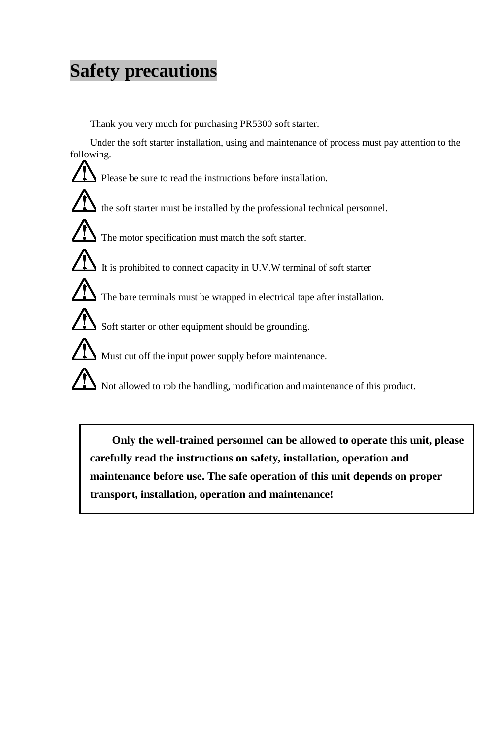# Safety precautions

Thank you very much for purchasing PR5300 soft starter.

Under the soft starter installation, using and maintenance of process must pay attention to the following.

⚠ Please be sure to read the instructions before installation.

⚠ the soft starter must be installed by the professional technical personnel.

⚠ The motor specification must match the soft starter.

⚠ It is prohibited to connect capacity in U.V.W terminal of soft starter

⚠ The bare terminals must be wrapped in electrical tape after installation.

⚠ Soft starter or other equipment should be grounding.

⚠ Must cut off the input power supply before maintenance.

⚠ Not allowed to rob the handling, modification and maintenance of this product.

**Only the well-trained personnel can be allowed to operate this unit, please carefully read the instructions on safety, installation, operation and maintenance before use. The safe operation of this unit depends on proper transport, installation, operation and maintenance!**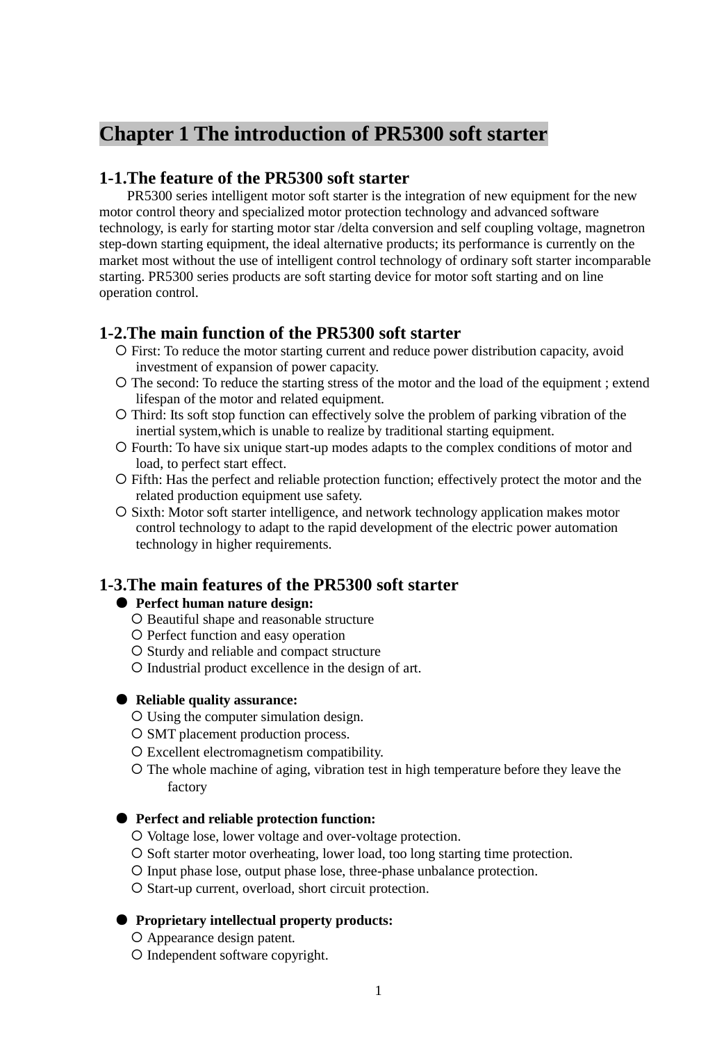# Chapter 1 The introduction of PR5300 soft starter

## 1-1.The feature of the PR5300 soft starter

PR5300 series intelligent motor soft starter is the integration of new equipment for the new motor control theory and specialized motor protection technology and advanced software technology, is early for starting motor star /delta conversion and self coupling voltage, magnetron step-down starting equipment, the ideal alternative products; its performance is currently on the market most without the use of intelligent control technology of ordinary soft starter incomparable starting. PR5300 series products are soft starting device for motor soft starting and on line operation control.

## 1-2.The main function of the PR5300 soft starter

- First: To reduce the motor starting current and reduce power distribution capacity, avoid investment of expansion of power capacity.
- The second: To reduce the starting stress of the motor and the load of the equipment ; extend lifespan of the motor and related equipment.
- Third: Its soft stop function can effectively solve the problem of parking vibration of the inertial system,which is unable to realize by traditional starting equipment.
- Fourth: To have six unique start-up modes adapts to the complex conditions of motor and load, to perfect start effect.
- Fifth: Has the perfect and reliable protection function; effectively protect the motor and the related production equipment use safety.
- Sixth: Motor soft starter intelligence, and network technology application makes motor control technology to adapt to the rapid development of the electric power automation technology in higher requirements.

## 1-3.The main features of the PR5300 soft starter

- **Perfect human nature design:**
  - Beautiful shape and reasonable structure
  - Perfect function and easy operation
  - Sturdy and reliable and compact structure
  - Industrial product excellence in the design of art.

- **Reliable quality assurance:**
  - Using the computer simulation design.
  - SMT placement production process.
  - Excellent electromagnetism compatibility.
  - The whole machine of aging, vibration test in high temperature before they leave the factory

- **Perfect and reliable protection function:**
  - Voltage lose, lower voltage and over-voltage protection.
  - Soft starter motor overheating, lower load, too long starting time protection.
  - Input phase lose, output phase lose, three-phase unbalance protection.
  - Start-up current, overload, short circuit protection.

- **Proprietary intellectual property products:**
  - Appearance design patent.
  - Independent software copyright.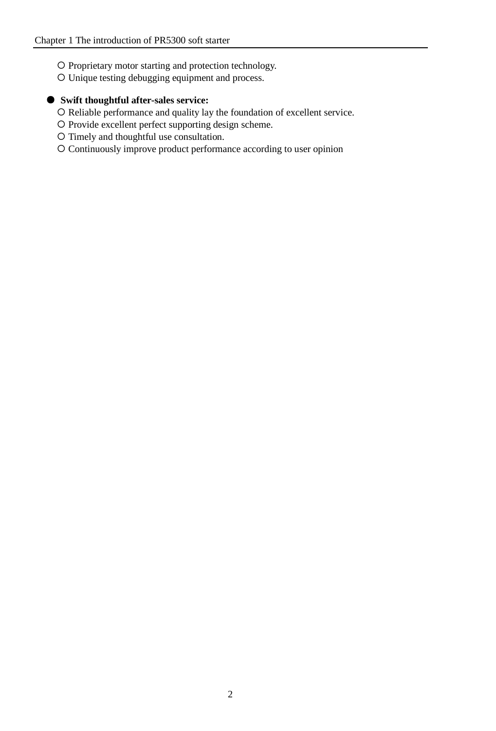- Proprietary motor starting and protection technology.
- Unique testing debugging equipment and process.

- **Swift thoughtful after-sales service:**
  - Reliable performance and quality lay the foundation of excellent service.
  - Provide excellent perfect supporting design scheme.
  - Timely and thoughtful use consultation.
  - Continuously improve product performance according to user opinion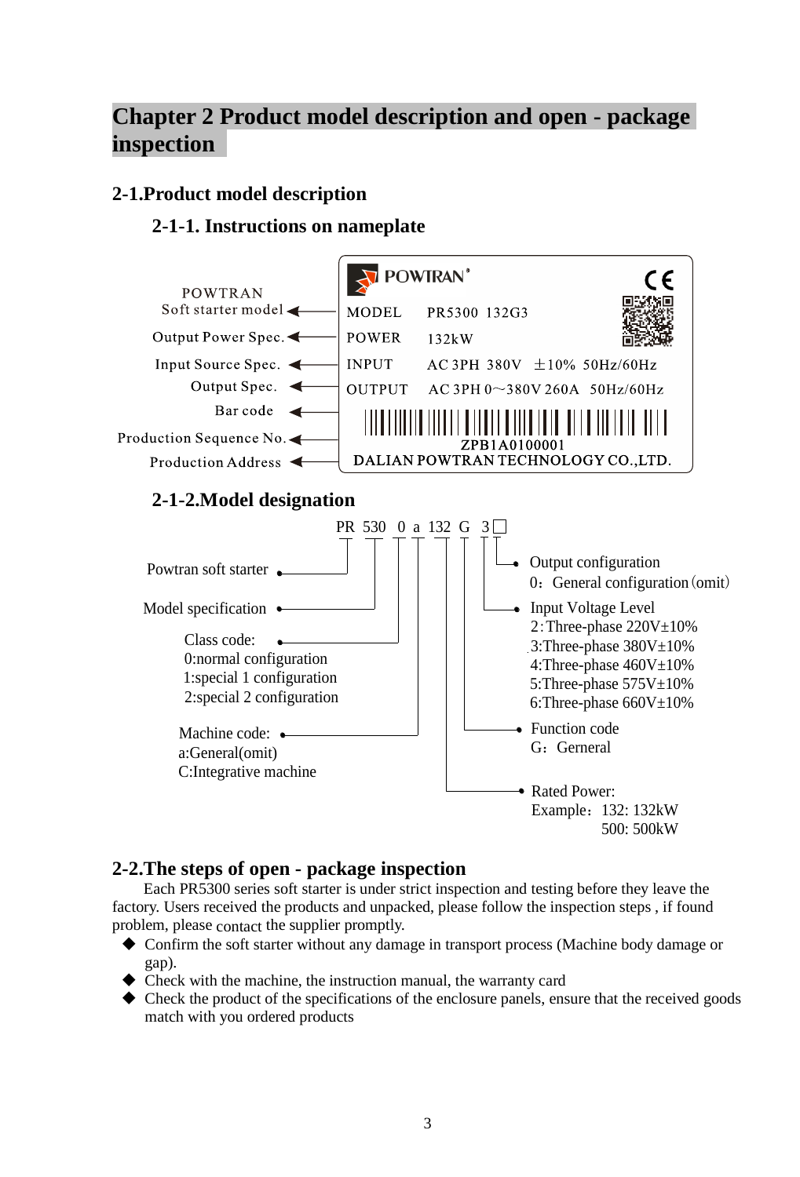# Chapter 2 Product model description and open - package inspection

## 2-1.Product model description

### 2-1-1. Instructions on nameplate

| Label | Nameplate |
|---|---|
| POWTRAN Soft starter model | MODEL PR5300 132G3 |
| Output Power Spec. | POWER 132kW |
| Input Source Spec. | INPUT AC 3PH 380V ±10% 50Hz/60Hz |
| Output Spec. | OUTPUT AC 3PH 0～380V 260A 50Hz/60Hz |
| Bar code | (bar code) |
| Production Sequence No. | ZPB1A0100001 |
| Production Address | DALIAN POWTRAN TECHNOLOGY CO.,LTD. |

### 2-1-2.Model designation

PR 530 0 a 132 G 3 □

- PR: Powtran soft starter
- 530: Model specification
- 0: Class code:
  - 0:normal configuration
  - 1:special 1 configuration
  - 2:special 2 configuration
- a: Machine code:
  - a:General(omit)
  - C:Integrative machine
- 132: Rated Power:
  - Example：132: 132kW
  - 500: 500kW
- G: Function code
  - G：Gerneral
- 3: Input Voltage Level
  - 2：Three-phase 220V±10%
  - 3:Three-phase 380V±10%
  - 4:Three-phase 460V±10%
  - 5:Three-phase 575V±10%
  - 6:Three-phase 660V±10%
- □: Output configuration
  - 0：General configuration（omit）

## 2-2.The steps of open - package inspection

Each PR5300 series soft starter is under strict inspection and testing before they leave the factory. Users received the products and unpacked, please follow the inspection steps , if found problem, please contact the supplier promptly.

- Confirm the soft starter without any damage in transport process (Machine body damage or gap).
- Check with the machine, the instruction manual, the warranty card
- Check the product of the specifications of the enclosure panels, ensure that the received goods match with you ordered products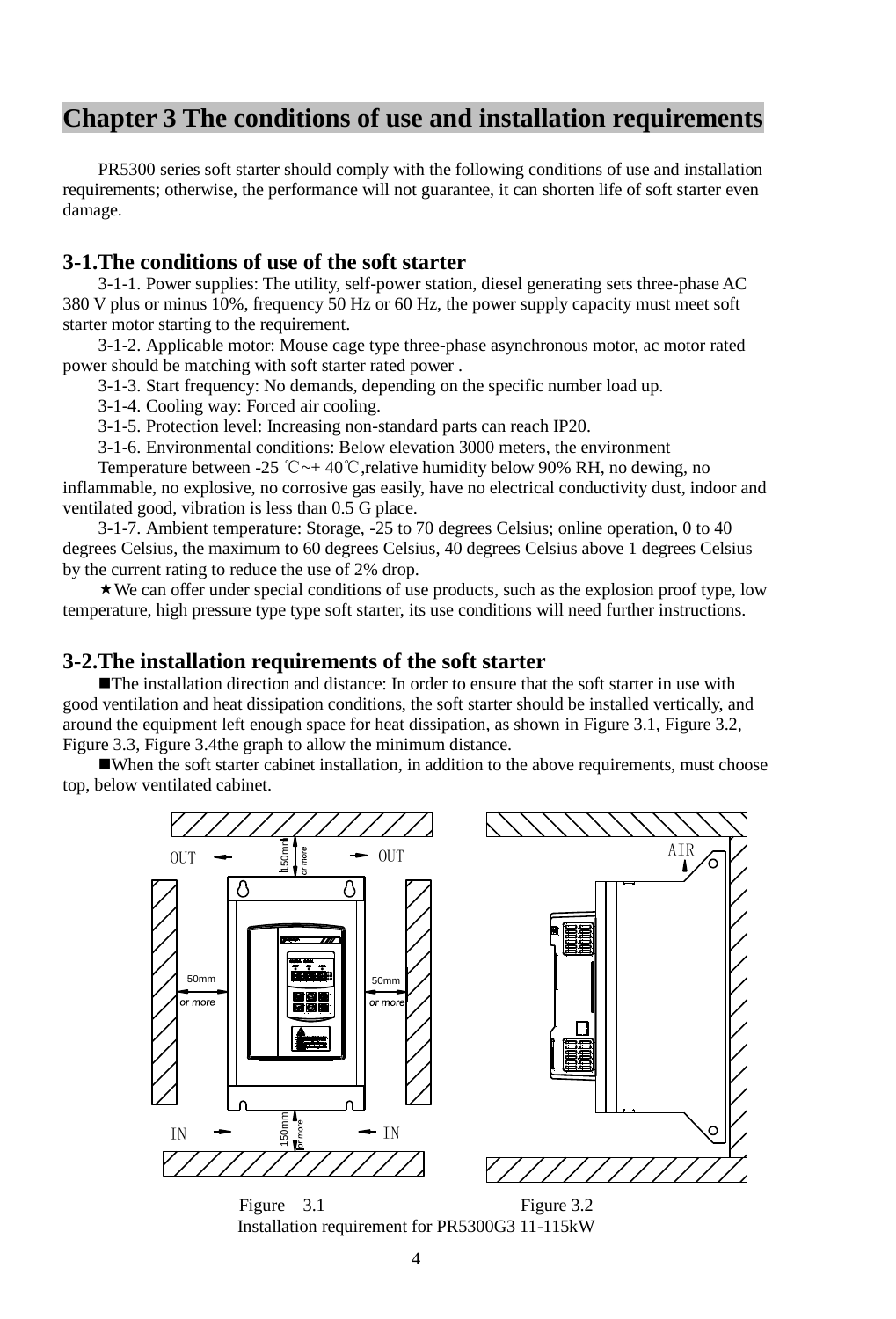# Chapter 3 The conditions of use and installation requirements

PR5300 series soft starter should comply with the following conditions of use and installation requirements; otherwise, the performance will not guarantee, it can shorten life of soft starter even damage.

## 3-1.The conditions of use of the soft starter

3-1-1. Power supplies: The utility, self-power station, diesel generating sets three-phase AC 380 V plus or minus 10%, frequency 50 Hz or 60 Hz, the power supply capacity must meet soft starter motor starting to the requirement.

3-1-2. Applicable motor: Mouse cage type three-phase asynchronous motor, ac motor rated power should be matching with soft starter rated power .

3-1-3. Start frequency: No demands, depending on the specific number load up.

3-1-4. Cooling way: Forced air cooling.

3-1-5. Protection level: Increasing non-standard parts can reach IP20.

3-1-6. Environmental conditions: Below elevation 3000 meters, the environment

Temperature between -25 ℃~+ 40℃,relative humidity below 90% RH, no dewing, no inflammable, no explosive, no corrosive gas easily, have no electrical conductivity dust, indoor and ventilated good, vibration is less than 0.5 G place.

3-1-7. Ambient temperature: Storage, -25 to 70 degrees Celsius; online operation, 0 to 40 degrees Celsius, the maximum to 60 degrees Celsius, 40 degrees Celsius above 1 degrees Celsius by the current rating to reduce the use of 2% drop.

★We can offer under special conditions of use products, such as the explosion proof type, low temperature, high pressure type type soft starter, its use conditions will need further instructions.

## 3-2.The installation requirements of the soft starter

■The installation direction and distance: In order to ensure that the soft starter in use with good ventilation and heat dissipation conditions, the soft starter should be installed vertically, and around the equipment left enough space for heat dissipation, as shown in Figure 3.1, Figure 3.2, Figure 3.3, Figure 3.4the graph to allow the minimum distance.

■When the soft starter cabinet installation, in addition to the above requirements, must choose top, below ventilated cabinet.

Figure 3.1 Figure 3.2

Installation requirement for PR5300G3 11-115kW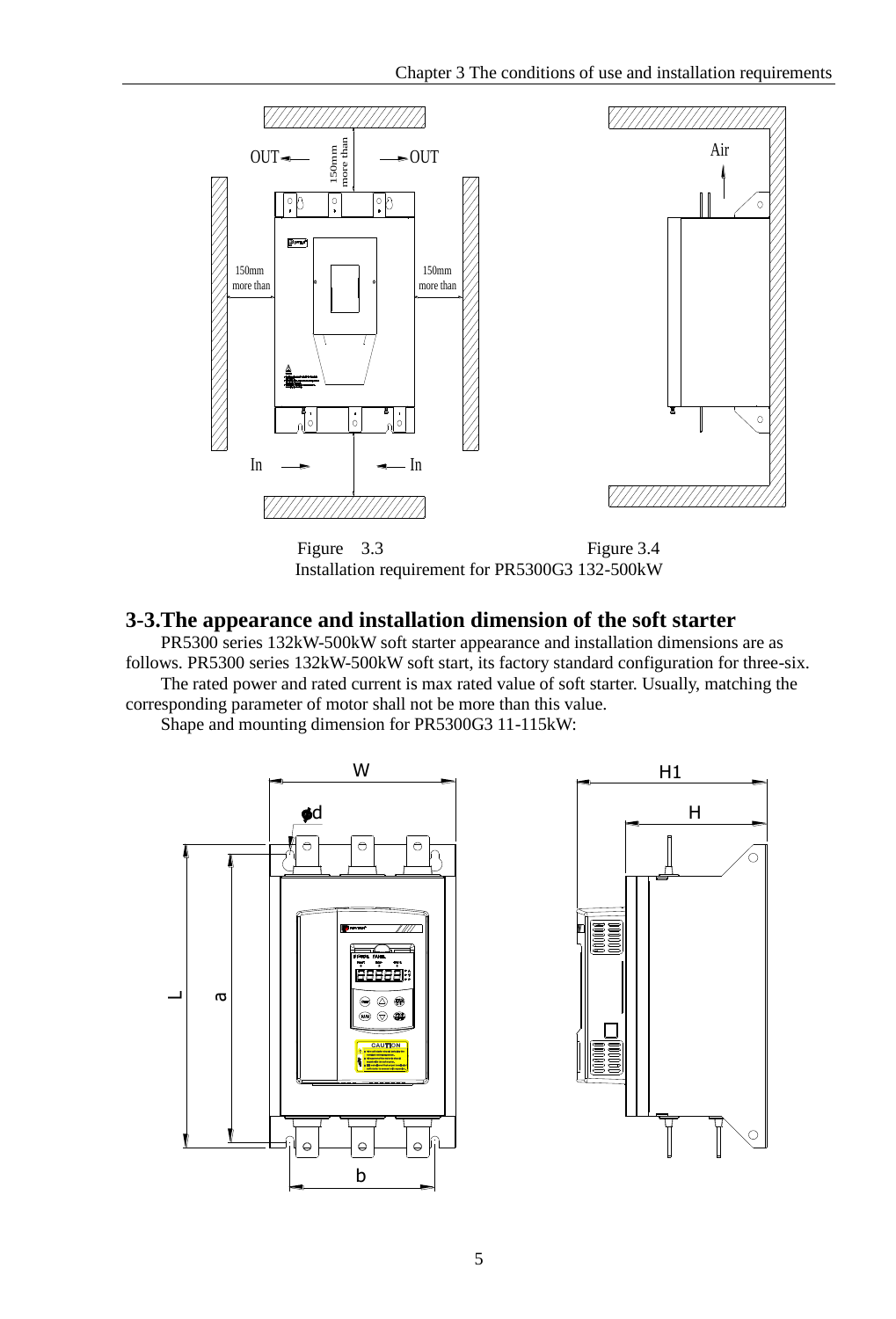Figure 3.3 Figure 3.4

Installation requirement for PR5300G3 132-500kW

## 3-3.The appearance and installation dimension of the soft starter

PR5300 series 132kW-500kW soft starter appearance and installation dimensions are as follows. PR5300 series 132kW-500kW soft start, its factory standard configuration for three-six.

The rated power and rated current is max rated value of soft starter. Usually, matching the corresponding parameter of motor shall not be more than this value.

Shape and mounting dimension for PR5300G3 11-115kW: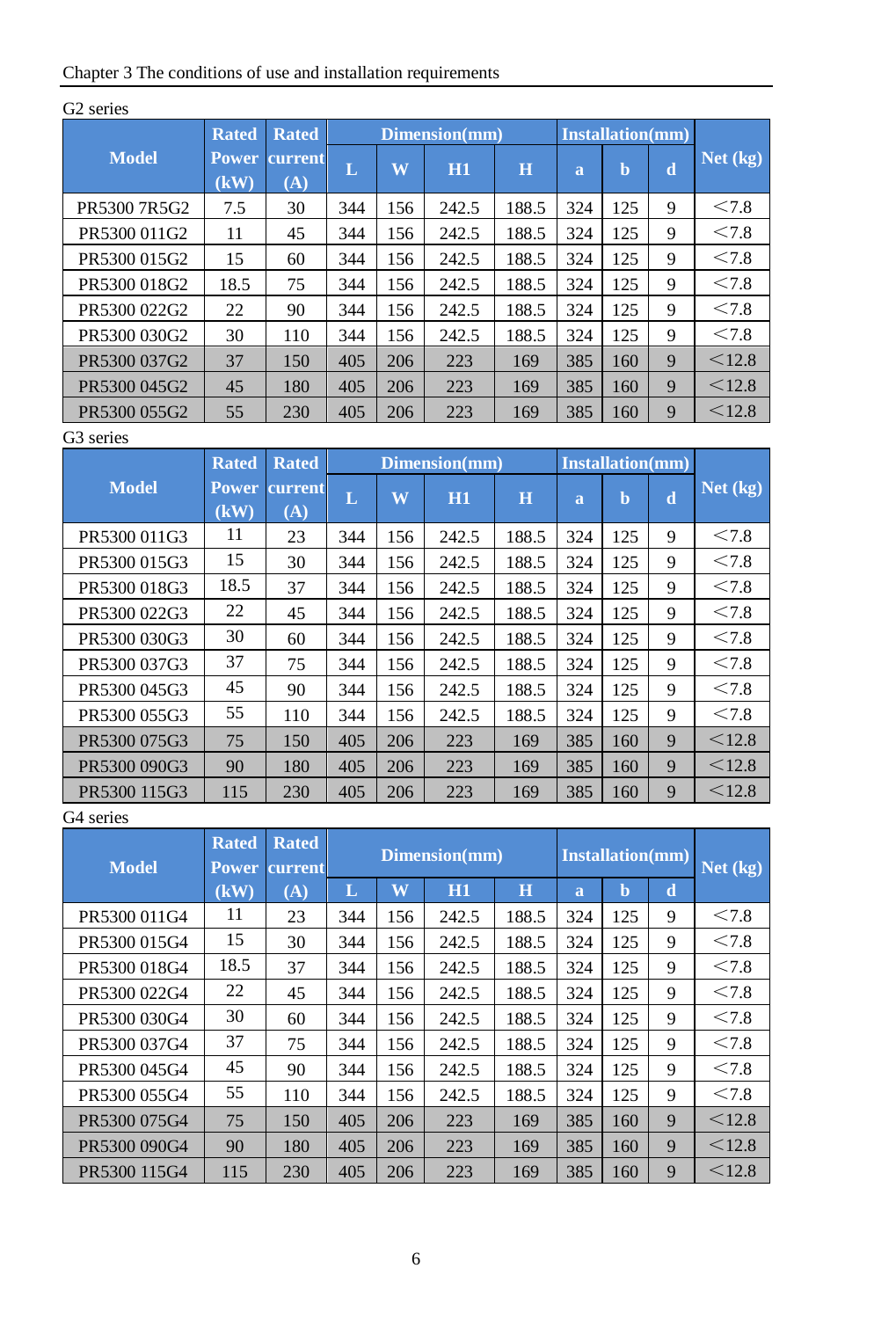G2 series

| Model | Rated Power (kW) | Rated current (A) | Dimension(mm) | | | | Installation(mm) | | | Net (kg) |
|---|---|---|---|---|---|---|---|---|---|---|
| | | | L | W | H1 | H | a | b | d | |
| PR5300 7R5G2 | 7.5 | 30 | 344 | 156 | 242.5 | 188.5 | 324 | 125 | 9 | <7.8 |
| PR5300 011G2 | 11 | 45 | 344 | 156 | 242.5 | 188.5 | 324 | 125 | 9 | <7.8 |
| PR5300 015G2 | 15 | 60 | 344 | 156 | 242.5 | 188.5 | 324 | 125 | 9 | <7.8 |
| PR5300 018G2 | 18.5 | 75 | 344 | 156 | 242.5 | 188.5 | 324 | 125 | 9 | <7.8 |
| PR5300 022G2 | 22 | 90 | 344 | 156 | 242.5 | 188.5 | 324 | 125 | 9 | <7.8 |
| PR5300 030G2 | 30 | 110 | 344 | 156 | 242.5 | 188.5 | 324 | 125 | 9 | <7.8 |
| PR5300 037G2 | 37 | 150 | 405 | 206 | 223 | 169 | 385 | 160 | 9 | <12.8 |
| PR5300 045G2 | 45 | 180 | 405 | 206 | 223 | 169 | 385 | 160 | 9 | <12.8 |
| PR5300 055G2 | 55 | 230 | 405 | 206 | 223 | 169 | 385 | 160 | 9 | <12.8 |

G3 series

| Model | Rated Power (kW) | Rated current (A) | Dimension(mm) | | | | Installation(mm) | | | Net (kg) |
|---|---|---|---|---|---|---|---|---|---|---|
| | | | L | W | H1 | H | a | b | d | |
| PR5300 011G3 | 11 | 23 | 344 | 156 | 242.5 | 188.5 | 324 | 125 | 9 | <7.8 |
| PR5300 015G3 | 15 | 30 | 344 | 156 | 242.5 | 188.5 | 324 | 125 | 9 | <7.8 |
| PR5300 018G3 | 18.5 | 37 | 344 | 156 | 242.5 | 188.5 | 324 | 125 | 9 | <7.8 |
| PR5300 022G3 | 22 | 45 | 344 | 156 | 242.5 | 188.5 | 324 | 125 | 9 | <7.8 |
| PR5300 030G3 | 30 | 60 | 344 | 156 | 242.5 | 188.5 | 324 | 125 | 9 | <7.8 |
| PR5300 037G3 | 37 | 75 | 344 | 156 | 242.5 | 188.5 | 324 | 125 | 9 | <7.8 |
| PR5300 045G3 | 45 | 90 | 344 | 156 | 242.5 | 188.5 | 324 | 125 | 9 | <7.8 |
| PR5300 055G3 | 55 | 110 | 344 | 156 | 242.5 | 188.5 | 324 | 125 | 9 | <7.8 |
| PR5300 075G3 | 75 | 150 | 405 | 206 | 223 | 169 | 385 | 160 | 9 | <12.8 |
| PR5300 090G3 | 90 | 180 | 405 | 206 | 223 | 169 | 385 | 160 | 9 | <12.8 |
| PR5300 115G3 | 115 | 230 | 405 | 206 | 223 | 169 | 385 | 160 | 9 | <12.8 |

G4 series

| Model | Rated Power (kW) | Rated current (A) | Dimension(mm) | | | | Installation(mm) | | | Net (kg) |
|---|---|---|---|---|---|---|---|---|---|---|
| | | | L | W | H1 | H | a | b | d | |
| PR5300 011G4 | 11 | 23 | 344 | 156 | 242.5 | 188.5 | 324 | 125 | 9 | <7.8 |
| PR5300 015G4 | 15 | 30 | 344 | 156 | 242.5 | 188.5 | 324 | 125 | 9 | <7.8 |
| PR5300 018G4 | 18.5 | 37 | 344 | 156 | 242.5 | 188.5 | 324 | 125 | 9 | <7.8 |
| PR5300 022G4 | 22 | 45 | 344 | 156 | 242.5 | 188.5 | 324 | 125 | 9 | <7.8 |
| PR5300 030G4 | 30 | 60 | 344 | 156 | 242.5 | 188.5 | 324 | 125 | 9 | <7.8 |
| PR5300 037G4 | 37 | 75 | 344 | 156 | 242.5 | 188.5 | 324 | 125 | 9 | <7.8 |
| PR5300 045G4 | 45 | 90 | 344 | 156 | 242.5 | 188.5 | 324 | 125 | 9 | <7.8 |
| PR5300 055G4 | 55 | 110 | 344 | 156 | 242.5 | 188.5 | 324 | 125 | 9 | <7.8 |
| PR5300 075G4 | 75 | 150 | 405 | 206 | 223 | 169 | 385 | 160 | 9 | <12.8 |
| PR5300 090G4 | 90 | 180 | 405 | 206 | 223 | 169 | 385 | 160 | 9 | <12.8 |
| PR5300 115G4 | 115 | 230 | 405 | 206 | 223 | 169 | 385 | 160 | 9 | <12.8 |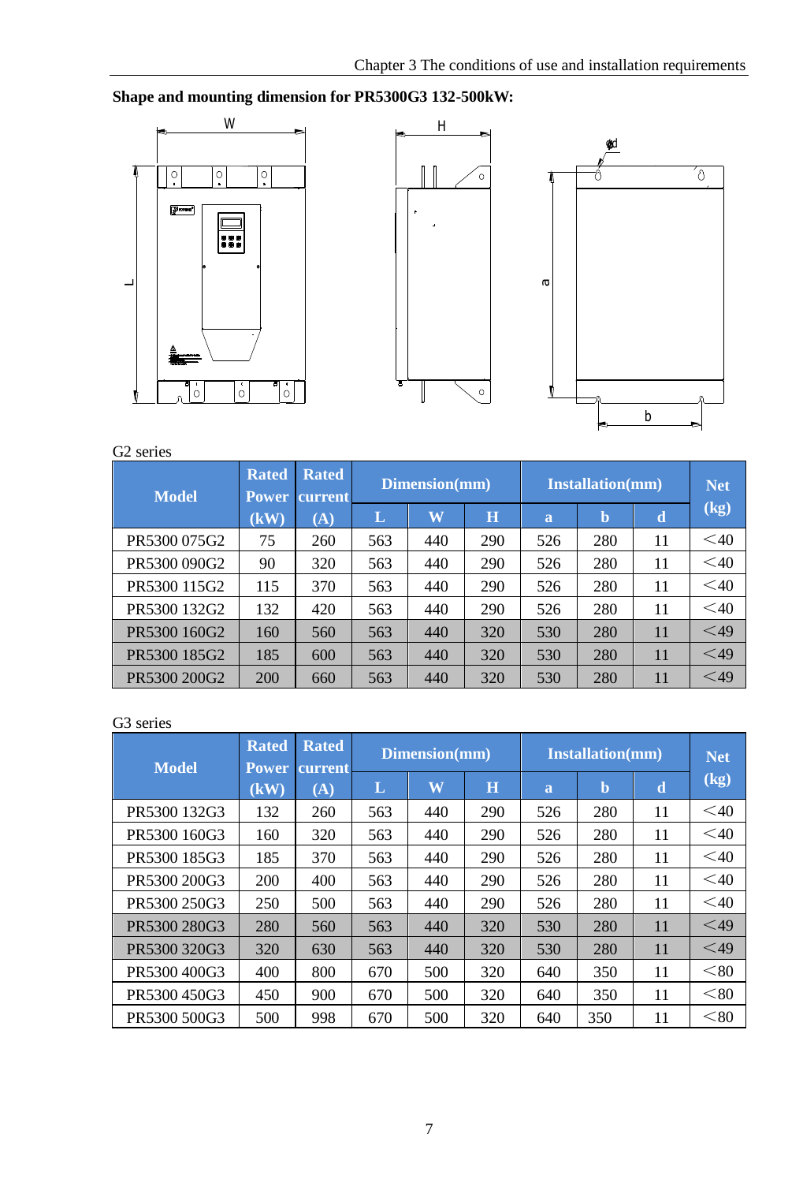**Shape and mounting dimension for PR5300G3 132-500kW:**

G2 series

| Model | Rated Power (kW) | Rated current (A) | Dimension(mm) | | | Installation(mm) | | | Net (kg) |
|---|---|---|---|---|---|---|---|---|---|
| | | | L | W | H | a | b | d | |
| PR5300 075G2 | 75 | 260 | 563 | 440 | 290 | 526 | 280 | 11 | ＜40 |
| PR5300 090G2 | 90 | 320 | 563 | 440 | 290 | 526 | 280 | 11 | ＜40 |
| PR5300 115G2 | 115 | 370 | 563 | 440 | 290 | 526 | 280 | 11 | ＜40 |
| PR5300 132G2 | 132 | 420 | 563 | 440 | 290 | 526 | 280 | 11 | ＜40 |
| PR5300 160G2 | 160 | 560 | 563 | 440 | 320 | 530 | 280 | 11 | ＜49 |
| PR5300 185G2 | 185 | 600 | 563 | 440 | 320 | 530 | 280 | 11 | ＜49 |
| PR5300 200G2 | 200 | 660 | 563 | 440 | 320 | 530 | 280 | 11 | ＜49 |

G3 series

| Model | Rated Power (kW) | Rated current (A) | Dimension(mm) | | | Installation(mm) | | | Net (kg) |
|---|---|---|---|---|---|---|---|---|---|
| | | | L | W | H | a | b | d | |
| PR5300 132G3 | 132 | 260 | 563 | 440 | 290 | 526 | 280 | 11 | ＜40 |
| PR5300 160G3 | 160 | 320 | 563 | 440 | 290 | 526 | 280 | 11 | ＜40 |
| PR5300 185G3 | 185 | 370 | 563 | 440 | 290 | 526 | 280 | 11 | ＜40 |
| PR5300 200G3 | 200 | 400 | 563 | 440 | 290 | 526 | 280 | 11 | ＜40 |
| PR5300 250G3 | 250 | 500 | 563 | 440 | 290 | 526 | 280 | 11 | ＜40 |
| PR5300 280G3 | 280 | 560 | 563 | 440 | 320 | 530 | 280 | 11 | ＜49 |
| PR5300 320G3 | 320 | 630 | 563 | 440 | 320 | 530 | 280 | 11 | ＜49 |
| PR5300 400G3 | 400 | 800 | 670 | 500 | 320 | 640 | 350 | 11 | ＜80 |
| PR5300 450G3 | 450 | 900 | 670 | 500 | 320 | 640 | 350 | 11 | ＜80 |
| PR5300 500G3 | 500 | 998 | 670 | 500 | 320 | 640 | 350 | 11 | ＜80 |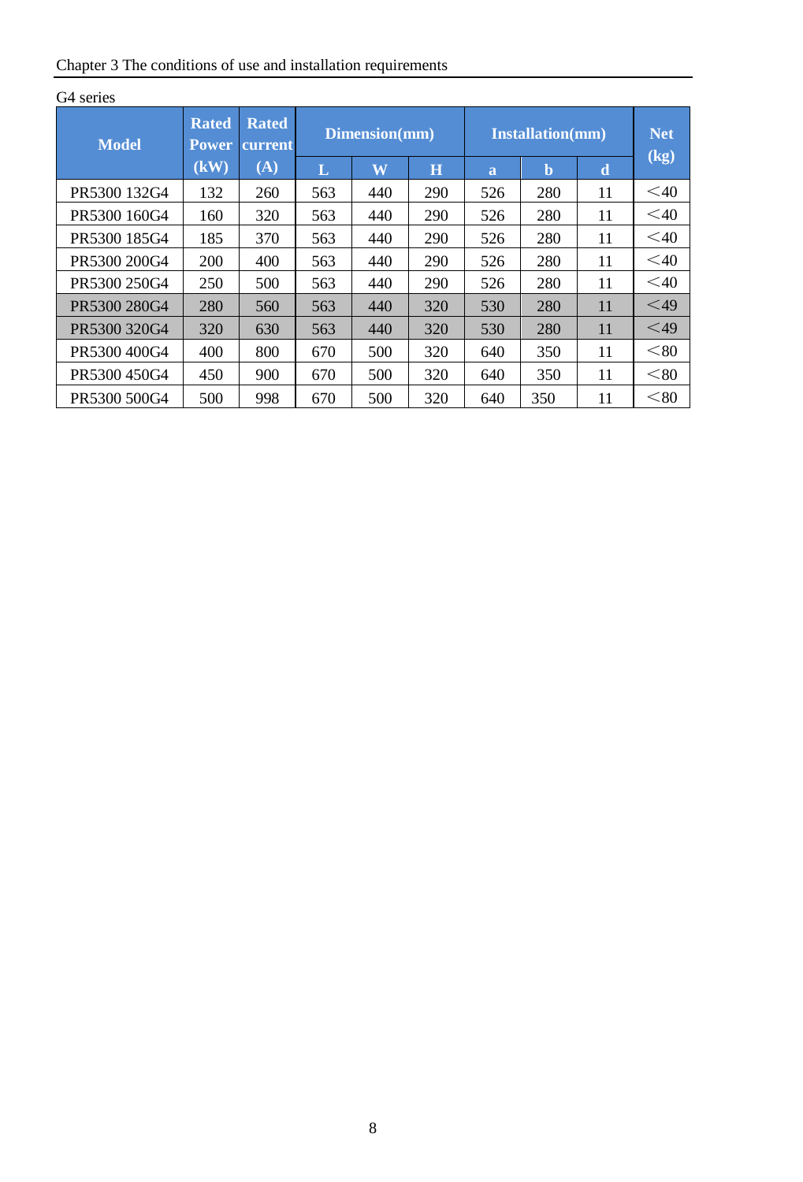G4 series

| Model | Rated Power (kW) | Rated current (A) | Dimension(mm) | | | Installation(mm) | | | Net (kg) |
|---|---|---|---|---|---|---|---|---|---|
| | | | L | W | H | a | b | d | |
| PR5300 132G4 | 132 | 260 | 563 | 440 | 290 | 526 | 280 | 11 | ＜40 |
| PR5300 160G4 | 160 | 320 | 563 | 440 | 290 | 526 | 280 | 11 | ＜40 |
| PR5300 185G4 | 185 | 370 | 563 | 440 | 290 | 526 | 280 | 11 | ＜40 |
| PR5300 200G4 | 200 | 400 | 563 | 440 | 290 | 526 | 280 | 11 | ＜40 |
| PR5300 250G4 | 250 | 500 | 563 | 440 | 290 | 526 | 280 | 11 | ＜40 |
| PR5300 280G4 | 280 | 560 | 563 | 440 | 320 | 530 | 280 | 11 | ＜49 |
| PR5300 320G4 | 320 | 630 | 563 | 440 | 320 | 530 | 280 | 11 | ＜49 |
| PR5300 400G4 | 400 | 800 | 670 | 500 | 320 | 640 | 350 | 11 | ＜80 |
| PR5300 450G4 | 450 | 900 | 670 | 500 | 320 | 640 | 350 | 11 | ＜80 |
| PR5300 500G4 | 500 | 998 | 670 | 500 | 320 | 640 | 350 | 11 | ＜80 |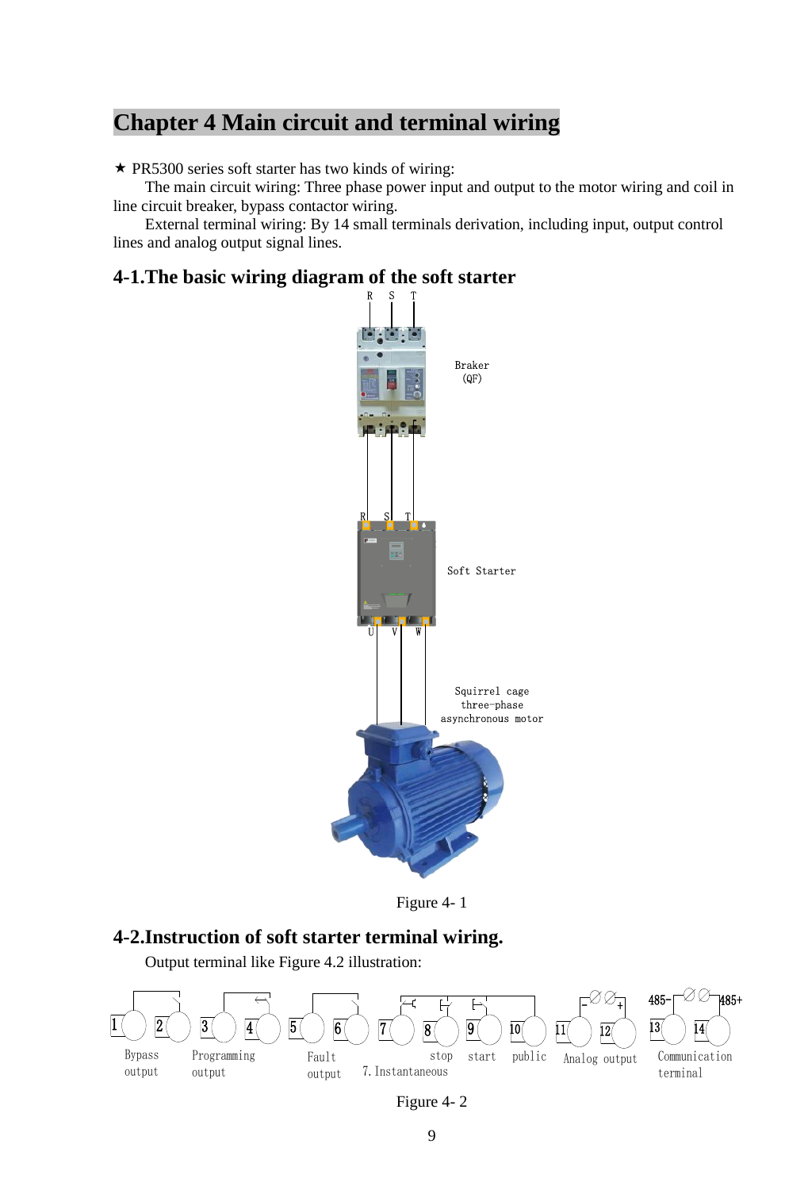# Chapter 4 Main circuit and terminal wiring

★ PR5300 series soft starter has two kinds of wiring:

The main circuit wiring: Three phase power input and output to the motor wiring and coil in line circuit breaker, bypass contactor wiring.

External terminal wiring: By 14 small terminals derivation, including input, output control lines and analog output signal lines.

## 4-1.The basic wiring diagram of the soft starter

R S T

Braker (QF)

R S T

Soft Starter

U V W

Squirrel cage three-phase asynchronous motor

Figure 4- 1

## 4-2.Instruction of soft starter terminal wiring.

Output terminal like Figure 4.2 illustration:

1 2 Bypass output

3 4 Programming output

5 6 Fault output

7 7. Instantaneous

8 stop

9 start

10 public

11 12 Analog output (- +)

13 14 Communication terminal (485- 485+)

Figure 4- 2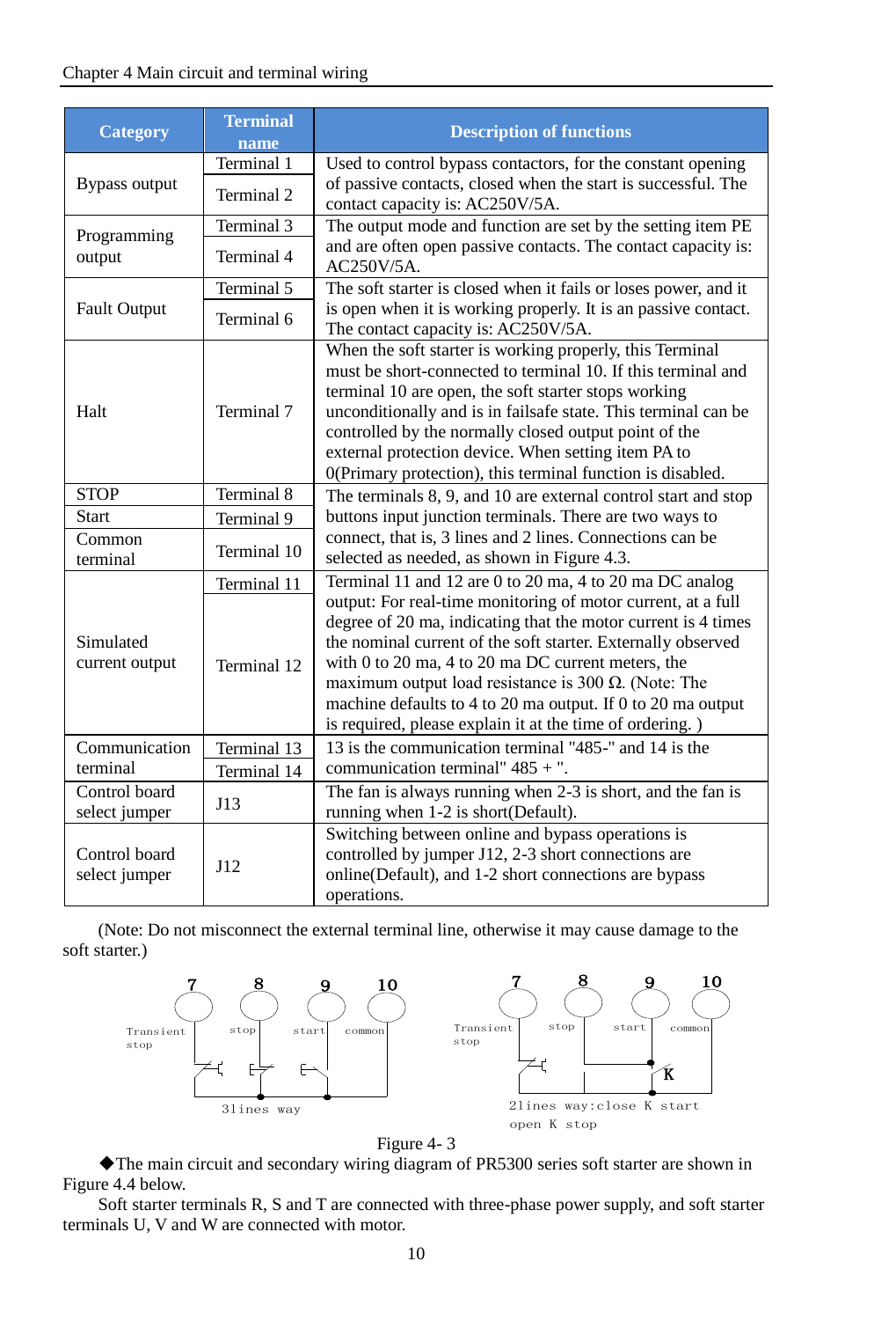| Category | Terminal name | Description of functions |
|---|---|---|
| Bypass output | Terminal 1 | Used to control bypass contactors, for the constant opening of passive contacts, closed when the start is successful. The contact capacity is: AC250V/5A. |
| | Terminal 2 | |
| Programming output | Terminal 3 | The output mode and function are set by the setting item PE and are often open passive contacts. The contact capacity is: AC250V/5A. |
| | Terminal 4 | |
| Fault Output | Terminal 5 | The soft starter is closed when it fails or loses power, and it is open when it is working properly. It is an passive contact. The contact capacity is: AC250V/5A. |
| | Terminal 6 | |
| Halt | Terminal 7 | When the soft starter is working properly, this Terminal must be short-connected to terminal 10. If this terminal and terminal 10 are open, the soft starter stops working unconditionally and is in failsafe state. This terminal can be controlled by the normally closed output point of the external protection device. When setting item PA to 0(Primary protection), this terminal function is disabled. |
| STOP | Terminal 8 | The terminals 8, 9, and 10 are external control start and stop buttons input junction terminals. There are two ways to connect, that is, 3 lines and 2 lines. Connections can be selected as needed, as shown in Figure 4.3. |
| Start | Terminal 9 | |
| Common terminal | Terminal 10 | |
| Simulated current output | Terminal 11 | Terminal 11 and 12 are 0 to 20 ma, 4 to 20 ma DC analog output: For real-time monitoring of motor current, at a full degree of 20 ma, indicating that the motor current is 4 times the nominal current of the soft starter. Externally observed with 0 to 20 ma, 4 to 20 ma DC current meters, the maximum output load resistance is 300 Ω. (Note: The machine defaults to 4 to 20 ma output. If 0 to 20 ma output is required, please explain it at the time of ordering. ) |
| | Terminal 12 | |
| Communication terminal | Terminal 13 | 13 is the communication terminal "485-" and 14 is the communication terminal" 485 + ". |
| | Terminal 14 | |
| Control board select jumper | J13 | The fan is always running when 2-3 is short, and the fan is running when 1-2 is short(Default). |
| Control board select jumper | J12 | Switching between online and bypass operations is controlled by jumper J12, 2-3 short connections are online(Default), and 1-2 short connections are bypass operations. |

(Note: Do not misconnect the external terminal line, otherwise it may cause damage to the soft starter.)

7 8 9 10 Transient stop stop start common 3lines way

7 8 9 10 Transient stop stop start common K 2lines way:close K start open K stop

Figure 4- 3

◆The main circuit and secondary wiring diagram of PR5300 series soft starter are shown in Figure 4.4 below.

Soft starter terminals R, S and T are connected with three-phase power supply, and soft starter terminals U, V and W are connected with motor.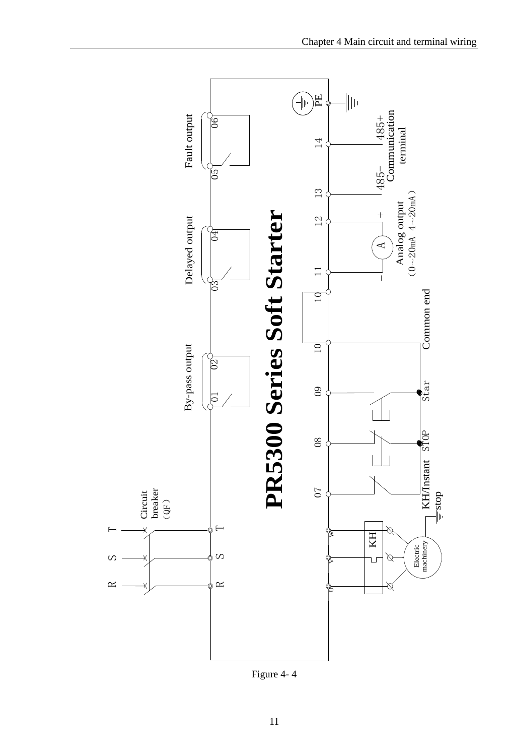PR5300 Series Soft Starter

Figure 4- 4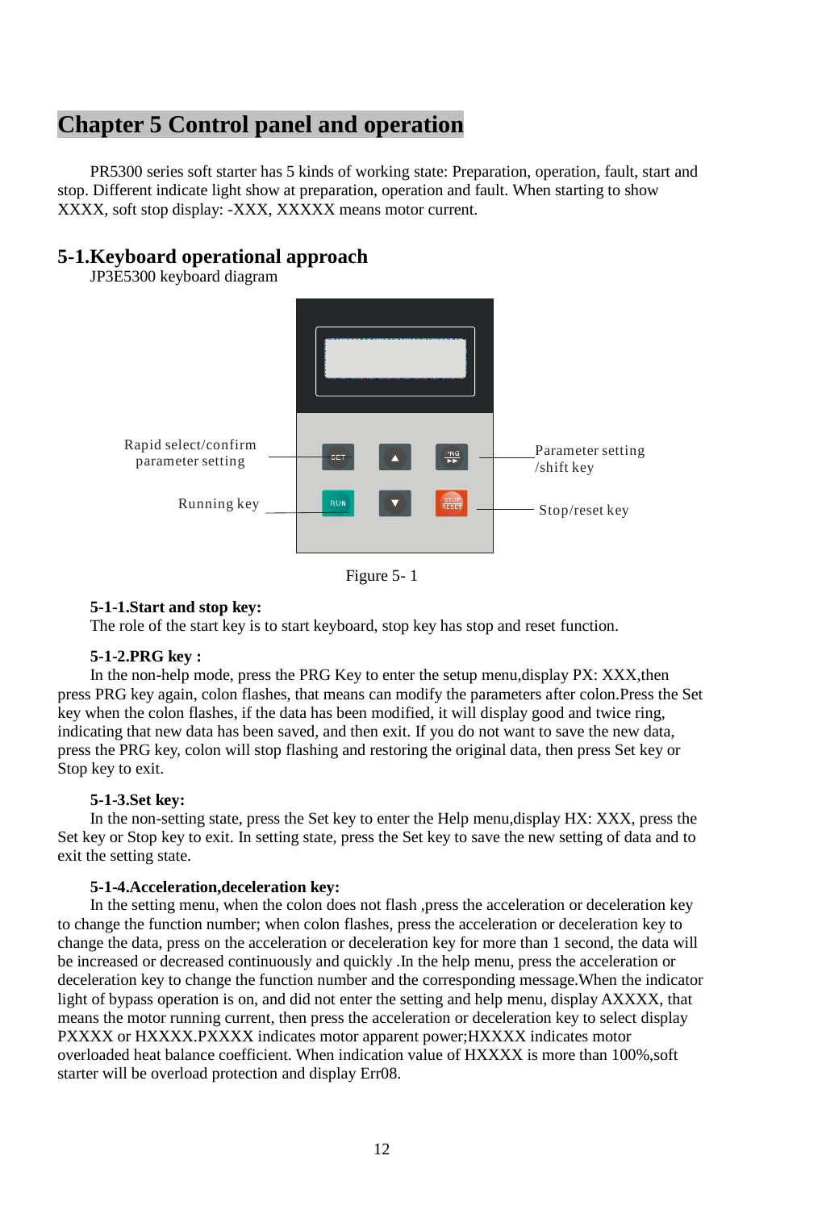# Chapter 5 Control panel and operation

PR5300 series soft starter has 5 kinds of working state: Preparation, operation, fault, start and stop. Different indicate light show at preparation, operation and fault. When starting to show XXXX, soft stop display: -XXX, XXXXX means motor current.

## 5-1.Keyboard operational approach

JP3E5300 keyboard diagram

Rapid select/confirm parameter setting

Running key

Parameter setting /shift key

Stop/reset key

Figure 5- 1

**5-1-1.Start and stop key:**

The role of the start key is to start keyboard, stop key has stop and reset function.

**5-1-2.PRG key :**

In the non-help mode, press the PRG Key to enter the setup menu,display PX: XXX,then press PRG key again, colon flashes, that means can modify the parameters after colon.Press the Set key when the colon flashes, if the data has been modified, it will display good and twice ring, indicating that new data has been saved, and then exit. If you do not want to save the new data, press the PRG key, colon will stop flashing and restoring the original data, then press Set key or Stop key to exit.

**5-1-3.Set key:**

In the non-setting state, press the Set key to enter the Help menu,display HX: XXX, press the Set key or Stop key to exit. In setting state, press the Set key to save the new setting of data and to exit the setting state.

**5-1-4.Acceleration,deceleration key:**

In the setting menu, when the colon does not flash ,press the acceleration or deceleration key to change the function number; when colon flashes, press the acceleration or deceleration key to change the data, press on the acceleration or deceleration key for more than 1 second, the data will be increased or decreased continuously and quickly .In the help menu, press the acceleration or deceleration key to change the function number and the corresponding message.When the indicator light of bypass operation is on, and did not enter the setting and help menu, display AXXXX, that means the motor running current, then press the acceleration or deceleration key to select display PXXXX or HXXXX.PXXXX indicates motor apparent power;HXXXX indicates motor overloaded heat balance coefficient. When indication value of HXXXX is more than 100%,soft starter will be overload protection and display Err08.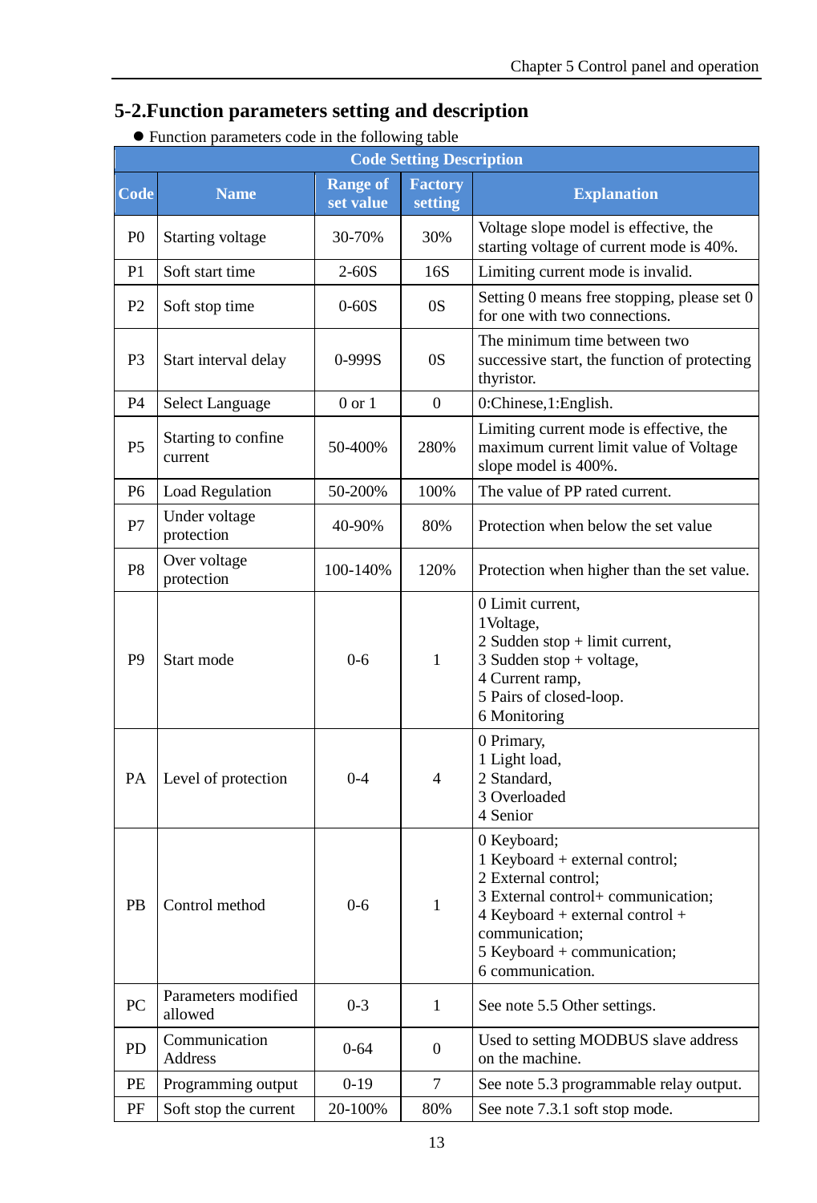## 5-2.Function parameters setting and description

- Function parameters code in the following table

| Code Setting Description | | | | |
|---|---|---|---|---|
| **Code** | **Name** | **Range of set value** | **Factory setting** | **Explanation** |
| P0 | Starting voltage | 30-70% | 30% | Voltage slope model is effective, the starting voltage of current mode is 40%. |
| P1 | Soft start time | 2-60S | 16S | Limiting current mode is invalid. |
| P2 | Soft stop time | 0-60S | 0S | Setting 0 means free stopping, please set 0 for one with two connections. |
| P3 | Start interval delay | 0-999S | 0S | The minimum time between two successive start, the function of protecting thyristor. |
| P4 | Select Language | 0 or 1 | 0 | 0:Chinese,1:English. |
| P5 | Starting to confine current | 50-400% | 280% | Limiting current mode is effective, the maximum current limit value of Voltage slope model is 400%. |
| P6 | Load Regulation | 50-200% | 100% | The value of PP rated current. |
| P7 | Under voltage protection | 40-90% | 80% | Protection when below the set value |
| P8 | Over voltage protection | 100-140% | 120% | Protection when higher than the set value. |
| P9 | Start mode | 0-6 | 1 | 0 Limit current,<br>1Voltage,<br>2 Sudden stop + limit current,<br>3 Sudden stop + voltage,<br>4 Current ramp,<br>5 Pairs of closed-loop.<br>6 Monitoring |
| PA | Level of protection | 0-4 | 4 | 0 Primary,<br>1 Light load,<br>2 Standard,<br>3 Overloaded<br>4 Senior |
| PB | Control method | 0-6 | 1 | 0 Keyboard;<br>1 Keyboard + external control;<br>2 External control;<br>3 External control+ communication;<br>4 Keyboard + external control + communication;<br>5 Keyboard + communication;<br>6 communication. |
| PC | Parameters modified allowed | 0-3 | 1 | See note 5.5 Other settings. |
| PD | Communication Address | 0-64 | 0 | Used to setting MODBUS slave address on the machine. |
| PE | Programming output | 0-19 | 7 | See note 5.3 programmable relay output. |
| PF | Soft stop the current | 20-100% | 80% | See note 7.3.1 soft stop mode. |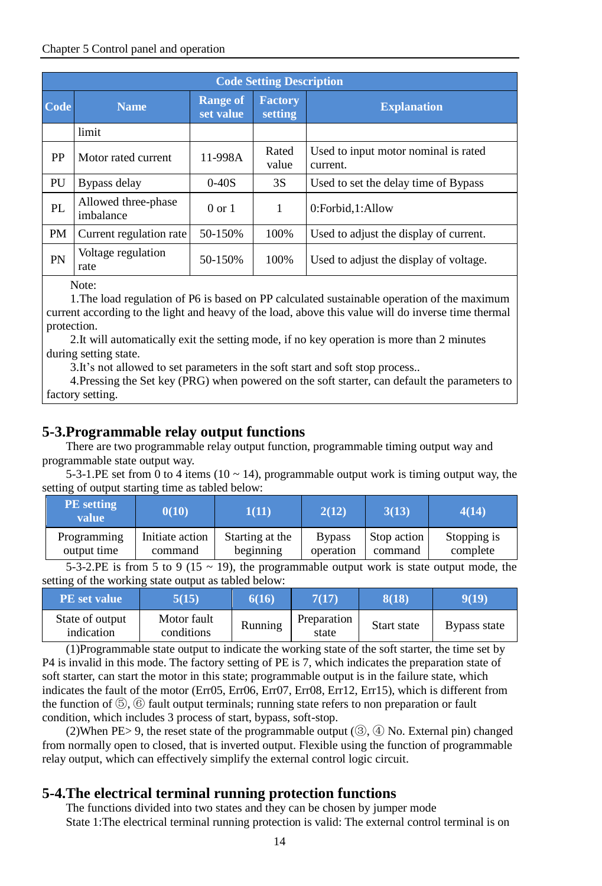| Code Setting Description | | | | |
|---|---|---|---|---|
| Code | Name | Range of set value | Factory setting | Explanation |
| | limit | | | |
| PP | Motor rated current | 11-998A | Rated value | Used to input motor nominal is rated current. |
| PU | Bypass delay | 0-40S | 3S | Used to set the delay time of Bypass |
| PL | Allowed three-phase imbalance | 0 or 1 | 1 | 0:Forbid,1:Allow |
| PM | Current regulation rate | 50-150% | 100% | Used to adjust the display of current. |
| PN | Voltage regulation rate | 50-150% | 100% | Used to adjust the display of voltage. |

Note:

1.The load regulation of P6 is based on PP calculated sustainable operation of the maximum current according to the light and heavy of the load, above this value will do inverse time thermal protection.

2.It will automatically exit the setting mode, if no key operation is more than 2 minutes during setting state.

3.It's not allowed to set parameters in the soft start and soft stop process..

4.Pressing the Set key (PRG) when powered on the soft starter, can default the parameters to factory setting.

## 5-3.Programmable relay output functions

There are two programmable relay output function, programmable timing output way and programmable state output way.

5-3-1.PE set from 0 to 4 items (10 ~ 14), programmable output work is timing output way, the setting of output starting time as tabled below:

| PE setting value | 0(10) | 1(11) | 2(12) | 3(13) | 4(14) |
|---|---|---|---|---|---|
| Programming output time | Initiate action command | Starting at the beginning | Bypass operation | Stop action command | Stopping is complete |

5-3-2.PE is from 5 to 9 (15 ~ 19), the programmable output work is state output mode, the setting of the working state output as tabled below:

| PE set value | 5(15) | 6(16) | 7(17) | 8(18) | 9(19) |
|---|---|---|---|---|---|
| State of output indication | Motor fault conditions | Running | Preparation state | Start state | Bypass state |

(1)Programmable state output to indicate the working state of the soft starter, the time set by P4 is invalid in this mode. The factory setting of PE is 7, which indicates the preparation state of soft starter, can start the motor in this state; programmable output is in the failure state, which indicates the fault of the motor (Err05, Err06, Err07, Err08, Err12, Err15), which is different from the function of ⑤, ⑥ fault output terminals; running state refers to non preparation or fault condition, which includes 3 process of start, bypass, soft-stop.

(2)When PE> 9, the reset state of the programmable output (③, ④ No. External pin) changed from normally open to closed, that is inverted output. Flexible using the function of programmable relay output, which can effectively simplify the external control logic circuit.

## 5-4.The electrical terminal running protection functions

The functions divided into two states and they can be chosen by jumper mode

State 1:The electrical terminal running protection is valid: The external control terminal is on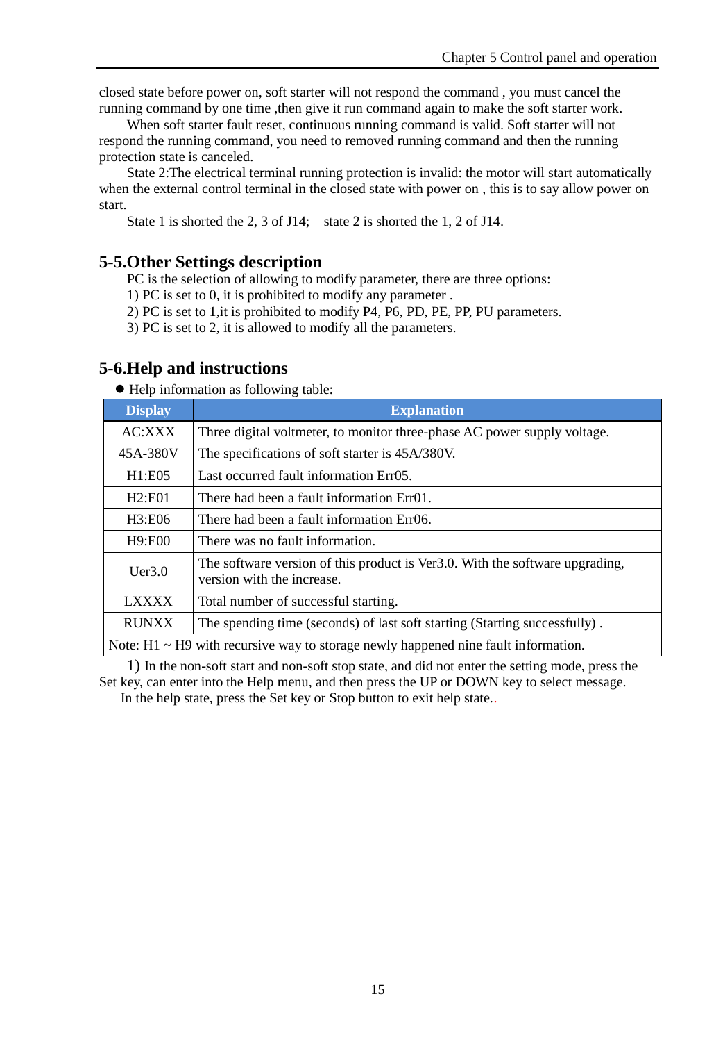closed state before power on, soft starter will not respond the command , you must cancel the running command by one time ,then give it run command again to make the soft starter work.

When soft starter fault reset, continuous running command is valid. Soft starter will not respond the running command, you need to removed running command and then the running protection state is canceled.

State 2:The electrical terminal running protection is invalid: the motor will start automatically when the external control terminal in the closed state with power on , this is to say allow power on start.

State 1 is shorted the 2, 3 of J14;  state 2 is shorted the 1, 2 of J14.

## 5-5.Other Settings description

PC is the selection of allowing to modify parameter, there are three options:

1) PC is set to 0, it is prohibited to modify any parameter .
2) PC is set to 1,it is prohibited to modify P4, P6, PD, PE, PP, PU parameters.
3) PC is set to 2, it is allowed to modify all the parameters.

## 5-6.Help and instructions

- Help information as following table:

| Display | Explanation |
|---|---|
| AC:XXX | Three digital voltmeter, to monitor three-phase AC power supply voltage. |
| 45A-380V | The specifications of soft starter is 45A/380V. |
| H1:E05 | Last occurred fault information Err05. |
| H2:E01 | There had been a fault information Err01. |
| H3:E06 | There had been a fault information Err06. |
| H9:E00 | There was no fault information. |
| Uer3.0 | The software version of this product is Ver3.0. With the software upgrading, version with the increase. |
| LXXXX | Total number of successful starting. |
| RUNXX | The spending time (seconds) of last soft starting (Starting successfully) . |
| Note: H1 ~ H9 with recursive way to storage newly happened nine fault information. | |

1) In the non-soft start and non-soft stop state, and did not enter the setting mode, press the Set key, can enter into the Help menu, and then press the UP or DOWN key to select message.

In the help state, press the Set key or Stop button to exit help state..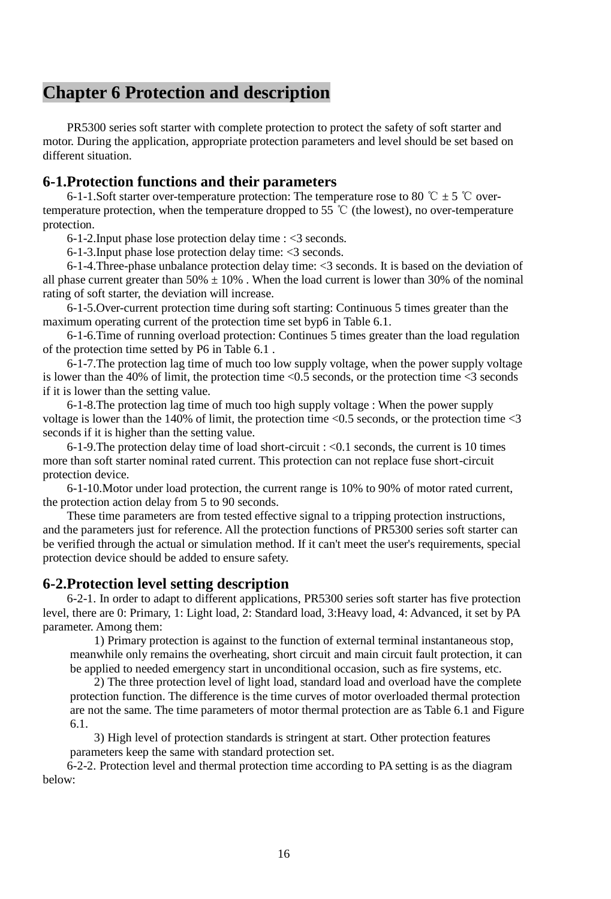# Chapter 6 Protection and description

PR5300 series soft starter with complete protection to protect the safety of soft starter and motor. During the application, appropriate protection parameters and level should be set based on different situation.

## 6-1.Protection functions and their parameters

6-1-1.Soft starter over-temperature protection: The temperature rose to 80 ℃ ± 5 ℃ over-temperature protection, when the temperature dropped to 55 ℃ (the lowest), no over-temperature protection.

6-1-2.Input phase lose protection delay time : <3 seconds.

6-1-3.Input phase lose protection delay time: <3 seconds.

6-1-4.Three-phase unbalance protection delay time: <3 seconds. It is based on the deviation of all phase current greater than 50% ± 10% . When the load current is lower than 30% of the nominal rating of soft starter, the deviation will increase.

6-1-5.Over-current protection time during soft starting: Continuous 5 times greater than the maximum operating current of the protection time set byp6 in Table 6.1.

6-1-6.Time of running overload protection: Continues 5 times greater than the load regulation of the protection time setted by P6 in Table 6.1 .

6-1-7.The protection lag time of much too low supply voltage, when the power supply voltage is lower than the 40% of limit, the protection time <0.5 seconds, or the protection time <3 seconds if it is lower than the setting value.

6-1-8.The protection lag time of much too high supply voltage : When the power supply voltage is lower than the 140% of limit, the protection time <0.5 seconds, or the protection time <3 seconds if it is higher than the setting value.

6-1-9.The protection delay time of load short-circuit : <0.1 seconds, the current is 10 times more than soft starter nominal rated current. This protection can not replace fuse short-circuit protection device.

6-1-10.Motor under load protection, the current range is 10% to 90% of motor rated current, the protection action delay from 5 to 90 seconds.

These time parameters are from tested effective signal to a tripping protection instructions, and the parameters just for reference. All the protection functions of PR5300 series soft starter can be verified through the actual or simulation method. If it can't meet the user's requirements, special protection device should be added to ensure safety.

## 6-2.Protection level setting description

6-2-1. In order to adapt to different applications, PR5300 series soft starter has five protection level, there are 0: Primary, 1: Light load, 2: Standard load, 3:Heavy load, 4: Advanced, it set by PA parameter. Among them:

1) Primary protection is against to the function of external terminal instantaneous stop, meanwhile only remains the overheating, short circuit and main circuit fault protection, it can be applied to needed emergency start in unconditional occasion, such as fire systems, etc.

2) The three protection level of light load, standard load and overload have the complete protection function. The difference is the time curves of motor overloaded thermal protection are not the same. The time parameters of motor thermal protection are as Table 6.1 and Figure 6.1.

3) High level of protection standards is stringent at start. Other protection features parameters keep the same with standard protection set.

6-2-2. Protection level and thermal protection time according to PA setting is as the diagram below: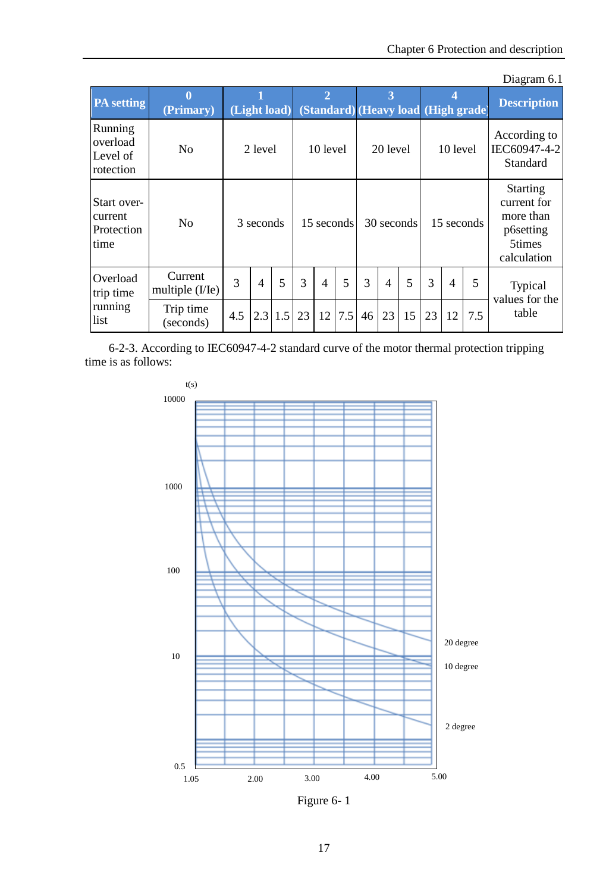Diagram 6.1

| PA setting | 0 (Primary) | 1 (Light load) | | | 2 (Standard) | | | 3 (Heavy load | | | 4 (High grade) | | | Description |
|---|---|---|---|---|---|---|---|---|---|---|---|---|---|---|
| Running overload Level of rotection | No | 2 level | | | 10 level | | | 20 level | | | 10 level | | | According to IEC60947-4-2 Standard |
| Start over-current Protection time | No | 3 seconds | | | 15 seconds | | | 30 seconds | | | 15 seconds | | | Starting current for more than p6setting 5times calculation |
| Overload trip time running list | Current multiple (I/Ie) | 3 | 4 | 5 | 3 | 4 | 5 | 3 | 4 | 5 | 3 | 4 | 5 | Typical values for the table |
| | Trip time (seconds) | 4.5 | 2.3 | 1.5 | 23 | 12 | 7.5 | 46 | 23 | 15 | 23 | 12 | 7.5 | |

6-2-3. According to IEC60947-4-2 standard curve of the motor thermal protection tripping time is as follows:

Figure 6- 1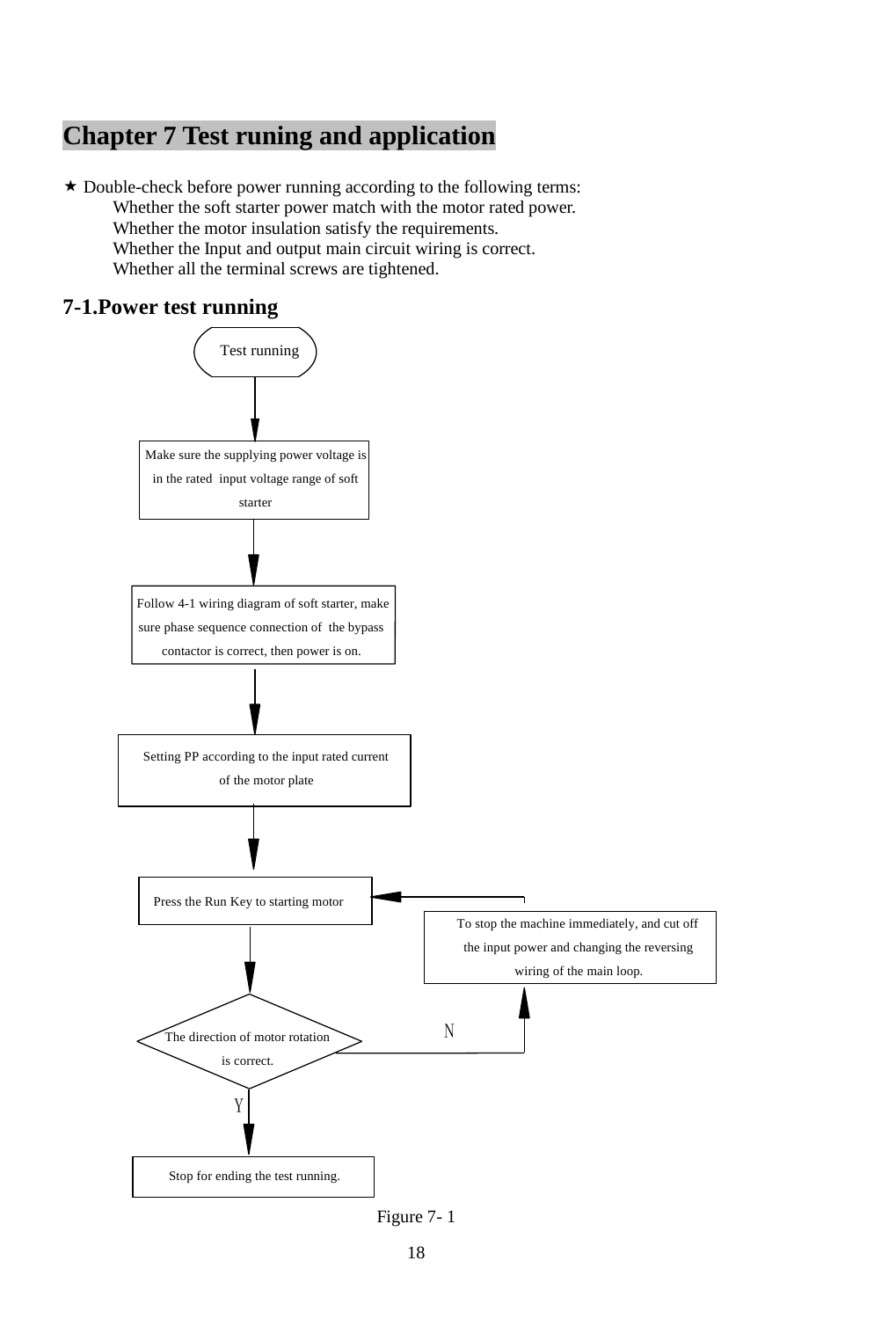## Chapter 7 Test runing and application

★ Double-check before power running according to the following terms:

Whether the soft starter power match with the motor rated power.
Whether the motor insulation satisfy the requirements.
Whether the Input and output main circuit wiring is correct.
Whether all the terminal screws are tightened.

### 7-1.Power test running

Test running

Make sure the supplying power voltage is in the rated input voltage range of soft starter

Follow 4-1 wiring diagram of soft starter, make sure phase sequence connection of the bypass contactor is correct, then power is on.

Setting PP according to the input rated current of the motor plate

Press the Run Key to starting motor

The direction of motor rotation is correct.

N: To stop the machine immediately, and cut off the input power and changing the reversing wiring of the main loop.

Y: Stop for ending the test running.

Figure 7- 1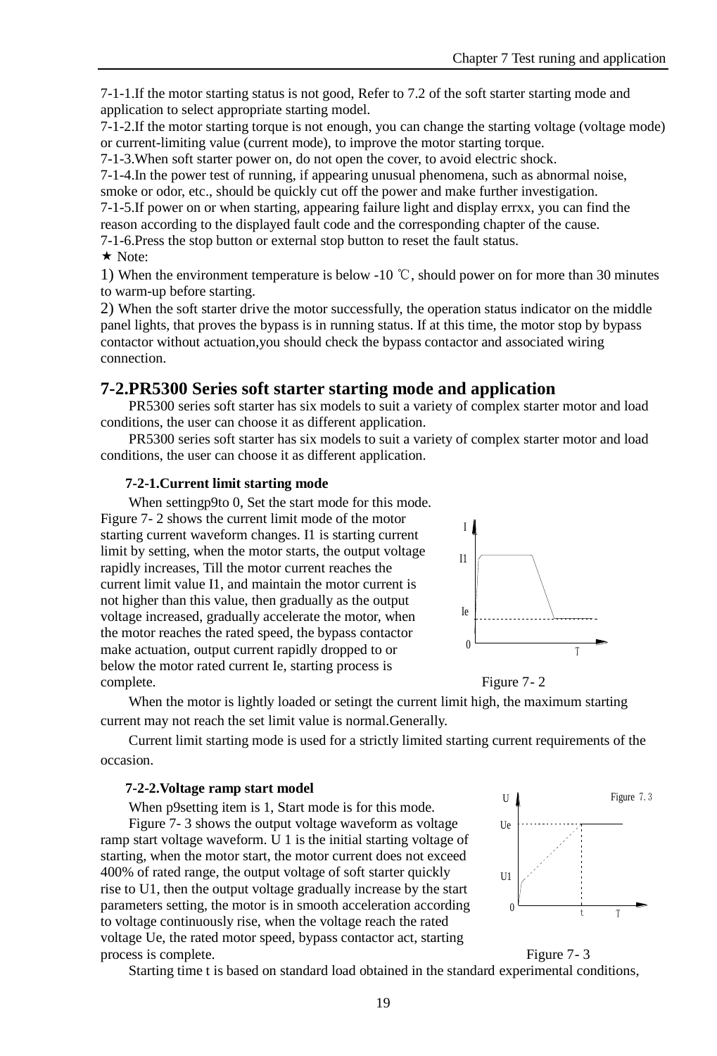7-1-1.If the motor starting status is not good, Refer to 7.2 of the soft starter starting mode and application to select appropriate starting model.

7-1-2.If the motor starting torque is not enough, you can change the starting voltage (voltage mode) or current-limiting value (current mode), to improve the motor starting torque.

7-1-3.When soft starter power on, do not open the cover, to avoid electric shock.

7-1-4.In the power test of running, if appearing unusual phenomena, such as abnormal noise, smoke or odor, etc., should be quickly cut off the power and make further investigation.

7-1-5.If power on or when starting, appearing failure light and display errxx, you can find the reason according to the displayed fault code and the corresponding chapter of the cause.

7-1-6.Press the stop button or external stop button to reset the fault status.

★ Note:

1) When the environment temperature is below -10 ℃, should power on for more than 30 minutes to warm-up before starting.

2) When the soft starter drive the motor successfully, the operation status indicator on the middle panel lights, that proves the bypass is in running status. If at this time, the motor stop by bypass contactor without actuation,you should check the bypass contactor and associated wiring connection.

## 7-2.PR5300 Series soft starter starting mode and application

PR5300 series soft starter has six models to suit a variety of complex starter motor and load conditions, the user can choose it as different application.

PR5300 series soft starter has six models to suit a variety of complex starter motor and load conditions, the user can choose it as different application.

### 7-2-1.Current limit starting mode

When settingp9to 0, Set the start mode for this mode. Figure 7- 2 shows the current limit mode of the motor starting current waveform changes. I1 is starting current limit by setting, when the motor starts, the output voltage rapidly increases, Till the motor current reaches the current limit value I1, and maintain the motor current is not higher than this value, then gradually as the output voltage increased, gradually accelerate the motor, when the motor reaches the rated speed, the bypass contactor make actuation, output current rapidly dropped to or below the motor rated current Ie, starting process is complete.

Figure 7- 2

When the motor is lightly loaded or setingt the current limit high, the maximum starting current may not reach the set limit value is normal.Generally.

Current limit starting mode is used for a strictly limited starting current requirements of the occasion.

### 7-2-2.Voltage ramp start model

When p9setting item is 1, Start mode is for this mode.

Figure 7- 3 shows the output voltage waveform as voltage ramp start voltage waveform. U 1 is the initial starting voltage of starting, when the motor start, the motor current does not exceed 400% of rated range, the output voltage of soft starter quickly rise to U1, then the output voltage gradually increase by the start parameters setting, the motor is in smooth acceleration according to voltage continuously rise, when the voltage reach the rated voltage Ue, the rated motor speed, bypass contactor act, starting process is complete.

Figure 7- 3

Starting time t is based on standard load obtained in the standard experimental conditions,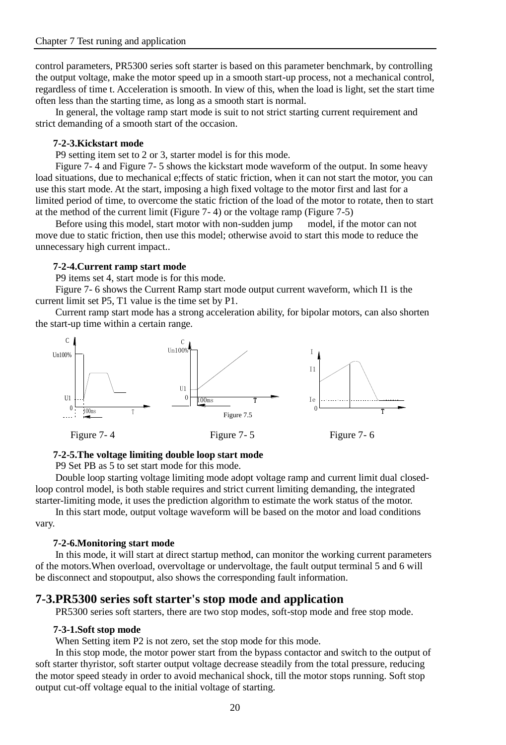control parameters, PR5300 series soft starter is based on this parameter benchmark, by controlling the output voltage, make the motor speed up in a smooth start-up process, not a mechanical control, regardless of time t. Acceleration is smooth. In view of this, when the load is light, set the start time often less than the starting time, as long as a smooth start is normal.

In general, the voltage ramp start mode is suit to not strict starting current requirement and strict demanding of a smooth start of the occasion.

### 7-2-3.Kickstart mode

P9 setting item set to 2 or 3, starter model is for this mode.

Figure 7- 4 and Figure 7- 5 shows the kickstart mode waveform of the output. In some heavy load situations, due to mechanical e;ffects of static friction, when it can not start the motor, you can use this start mode. At the start, imposing a high fixed voltage to the motor first and last for a limited period of time, to overcome the static friction of the load of the motor to rotate, then to start at the method of the current limit (Figure 7- 4) or the voltage ramp (Figure 7-5)

Before using this model, start motor with non-sudden jump model, if the motor can not move due to static friction, then use this model; otherwise avoid to start this mode to reduce the unnecessary high current impact..

### 7-2-4.Current ramp start mode

P9 items set 4, start mode is for this mode.

Figure 7- 6 shows the Current Ramp start mode output current waveform, which I1 is the current limit set P5, T1 value is the time set by P1.

Current ramp start mode has a strong acceleration ability, for bipolar motors, can also shorten the start-up time within a certain range.

Figure 7- 4 Figure 7- 5 Figure 7- 6

### 7-2-5.The voltage limiting double loop start mode

P9 Set PB as 5 to set start mode for this mode.

Double loop starting voltage limiting mode adopt voltage ramp and current limit dual closed-loop control model, is both stable requires and strict current limiting demanding, the integrated starter-limiting mode, it uses the prediction algorithm to estimate the work status of the motor.

In this start mode, output voltage waveform will be based on the motor and load conditions vary.

### 7-2-6.Monitoring start mode

In this mode, it will start at direct startup method, can monitor the working current parameters of the motors.When overload, overvoltage or undervoltage, the fault output terminal 5 and 6 will be disconnect and stopoutput, also shows the corresponding fault information.

## 7-3.PR5300 series soft starter's stop mode and application

PR5300 series soft starters, there are two stop modes, soft-stop mode and free stop mode.

### 7-3-1.Soft stop mode

When Setting item P2 is not zero, set the stop mode for this mode.

In this stop mode, the motor power start from the bypass contactor and switch to the output of soft starter thyristor, soft starter output voltage decrease steadily from the total pressure, reducing the motor speed steady in order to avoid mechanical shock, till the motor stops running. Soft stop output cut-off voltage equal to the initial voltage of starting.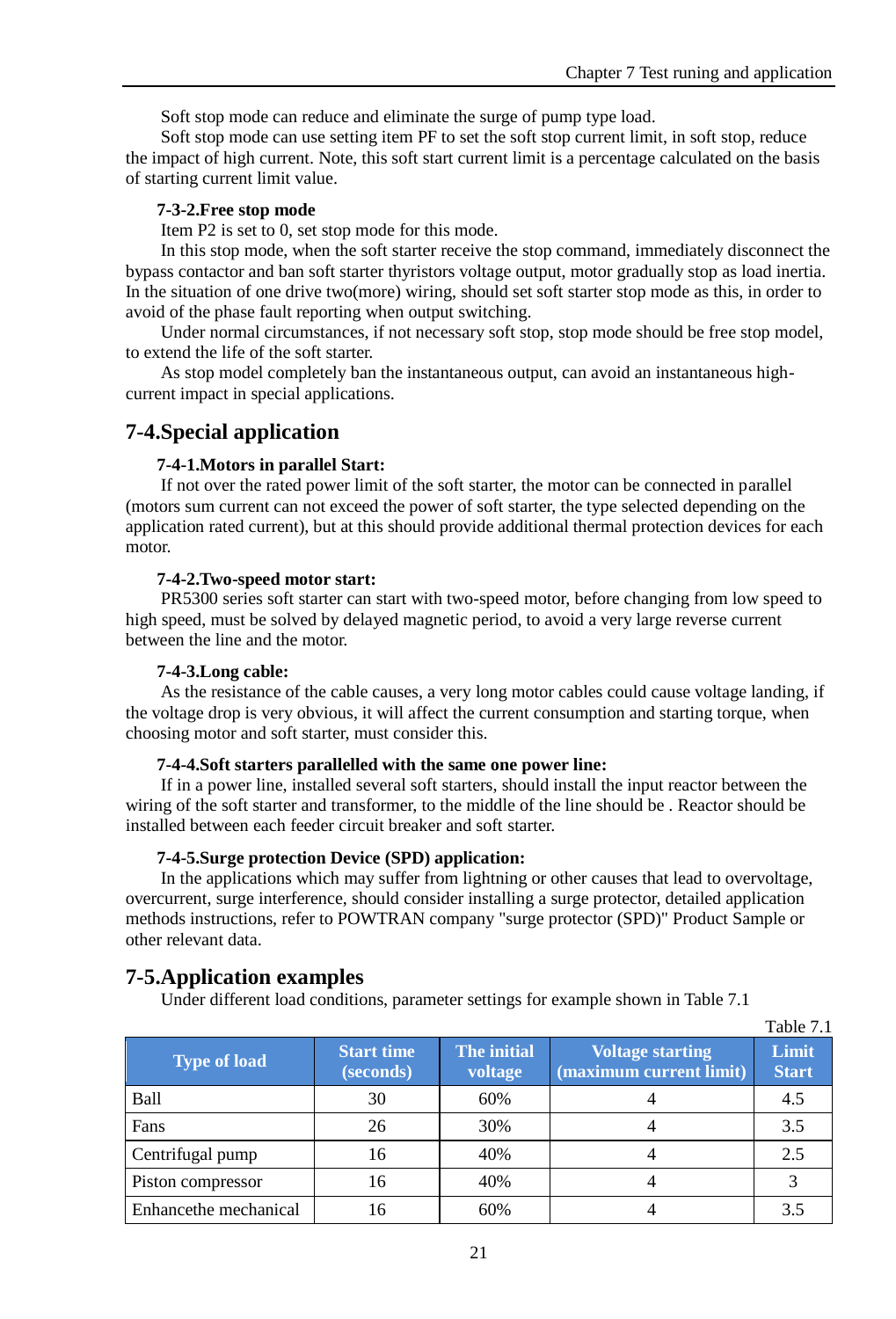Soft stop mode can reduce and eliminate the surge of pump type load.

Soft stop mode can use setting item PF to set the soft stop current limit, in soft stop, reduce the impact of high current. Note, this soft start current limit is a percentage calculated on the basis of starting current limit value.

#### 7-3-2.Free stop mode

Item P2 is set to 0, set stop mode for this mode.

In this stop mode, when the soft starter receive the stop command, immediately disconnect the bypass contactor and ban soft starter thyristors voltage output, motor gradually stop as load inertia. In the situation of one drive two(more) wiring, should set soft starter stop mode as this, in order to avoid of the phase fault reporting when output switching.

Under normal circumstances, if not necessary soft stop, stop mode should be free stop model, to extend the life of the soft starter.

As stop model completely ban the instantaneous output, can avoid an instantaneous high-current impact in special applications.

## 7-4.Special application

#### 7-4-1.Motors in parallel Start:

If not over the rated power limit of the soft starter, the motor can be connected in parallel (motors sum current can not exceed the power of soft starter, the type selected depending on the application rated current), but at this should provide additional thermal protection devices for each motor.

#### 7-4-2.Two-speed motor start:

PR5300 series soft starter can start with two-speed motor, before changing from low speed to high speed, must be solved by delayed magnetic period, to avoid a very large reverse current between the line and the motor.

#### 7-4-3.Long cable:

As the resistance of the cable causes, a very long motor cables could cause voltage landing, if the voltage drop is very obvious, it will affect the current consumption and starting torque, when choosing motor and soft starter, must consider this.

#### 7-4-4.Soft starters parallelled with the same one power line:

If in a power line, installed several soft starters, should install the input reactor between the wiring of the soft starter and transformer, to the middle of the line should be . Reactor should be installed between each feeder circuit breaker and soft starter.

#### 7-4-5.Surge protection Device (SPD) application:

In the applications which may suffer from lightning or other causes that lead to overvoltage, overcurrent, surge interference, should consider installing a surge protector, detailed application methods instructions, refer to POWTRAN company "surge protector (SPD)" Product Sample or other relevant data.

## 7-5.Application examples

Under different load conditions, parameter settings for example shown in Table 7.1

Table 7.1

| Type of load | Start time (seconds) | The initial voltage | Voltage starting (maximum current limit) | Limit Start |
|---|---|---|---|---|
| Ball | 30 | 60% | 4 | 4.5 |
| Fans | 26 | 30% | 4 | 3.5 |
| Centrifugal pump | 16 | 40% | 4 | 2.5 |
| Piston compressor | 16 | 40% | 4 | 3 |
| Enhancethe mechanical | 16 | 60% | 4 | 3.5 |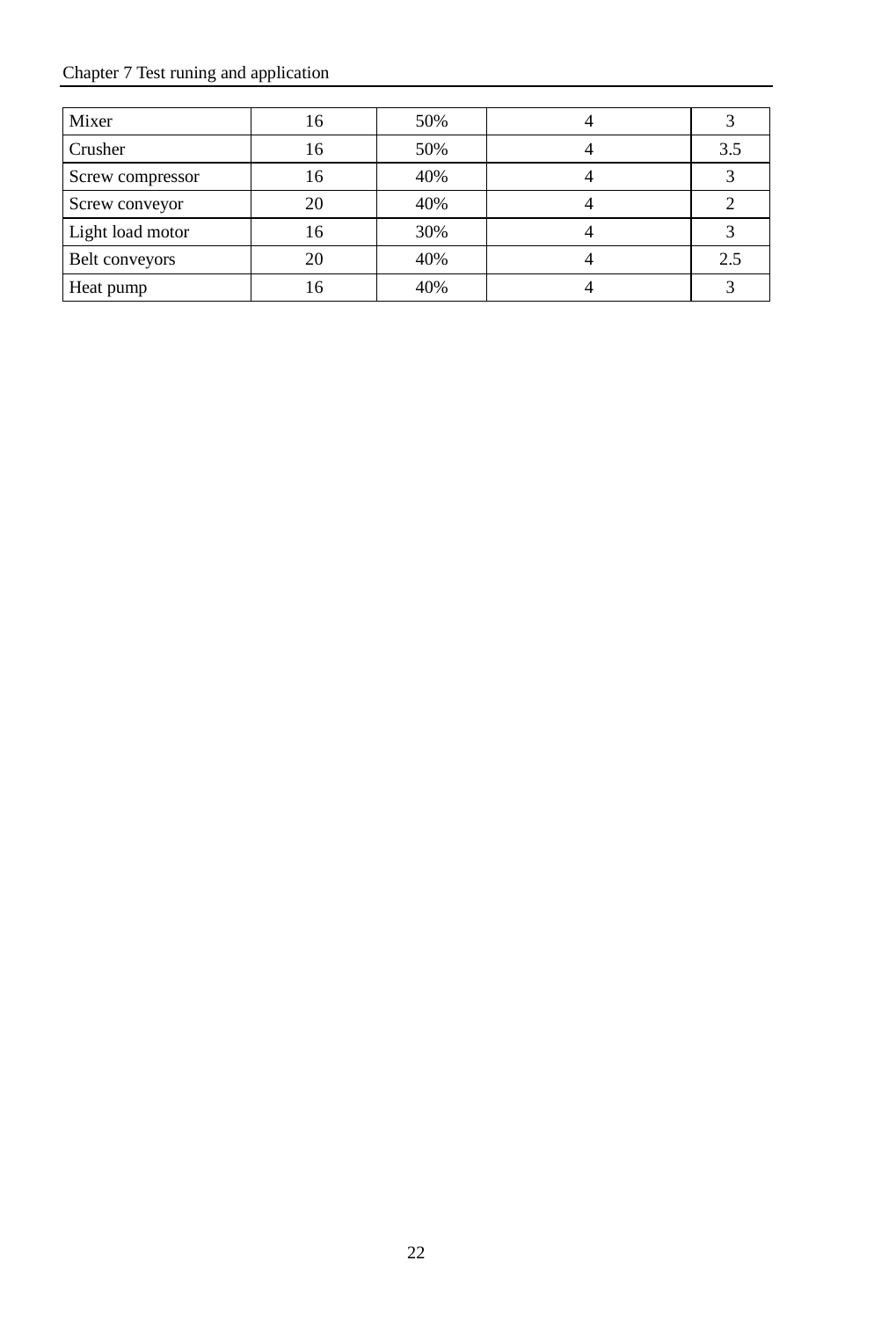| Mixer | 16 | 50% | 4 | 3 |
|---|---|---|---|---|
| Crusher | 16 | 50% | 4 | 3.5 |
| Screw compressor | 16 | 40% | 4 | 3 |
| Screw conveyor | 20 | 40% | 4 | 2 |
| Light load motor | 16 | 30% | 4 | 3 |
| Belt conveyors | 20 | 40% | 4 | 2.5 |
| Heat pump | 16 | 40% | 4 | 3 |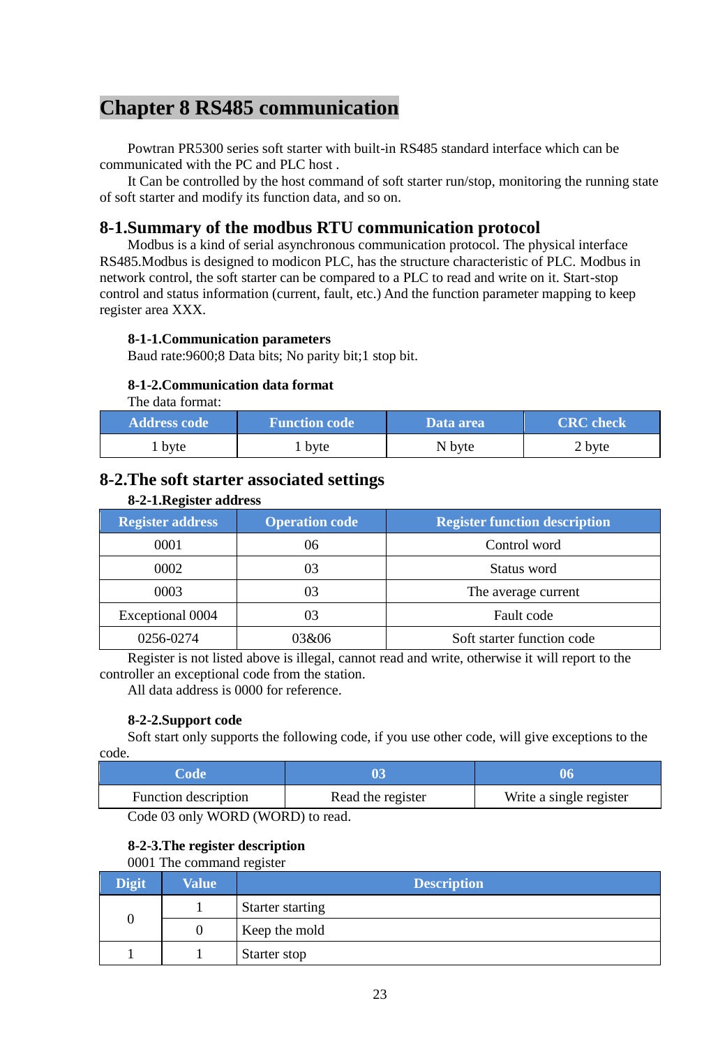# Chapter 8 RS485 communication

Powtran PR5300 series soft starter with built-in RS485 standard interface which can be communicated with the PC and PLC host .

It Can be controlled by the host command of soft starter run/stop, monitoring the running state of soft starter and modify its function data, and so on.

## 8-1.Summary of the modbus RTU communication protocol

Modbus is a kind of serial asynchronous communication protocol. The physical interface RS485.Modbus is designed to modicon PLC, has the structure characteristic of PLC. Modbus in network control, the soft starter can be compared to a PLC to read and write on it. Start-stop control and status information (current, fault, etc.) And the function parameter mapping to keep register area XXX.

### 8-1-1.Communication parameters

Baud rate:9600;8 Data bits; No parity bit;1 stop bit.

### 8-1-2.Communication data format

The data format:

| Address code | Function code | Data area | CRC check |
|---|---|---|---|
| 1 byte | 1 byte | N byte | 2 byte |

## 8-2.The soft starter associated settings

### 8-2-1.Register address

| Register address | Operation code | Register function description |
|---|---|---|
| 0001 | 06 | Control word |
| 0002 | 03 | Status word |
| 0003 | 03 | The average current |
| Exceptional 0004 | 03 | Fault code |
| 0256-0274 | 03&06 | Soft starter function code |

Register is not listed above is illegal, cannot read and write, otherwise it will report to the controller an exceptional code from the station.

All data address is 0000 for reference.

### 8-2-2.Support code

Soft start only supports the following code, if you use other code, will give exceptions to the code.

| Code | 03 | 06 |
|---|---|---|
| Function description | Read the register | Write a single register |

Code 03 only WORD (WORD) to read.

### 8-2-3.The register description

0001 The command register

| Digit | Value | Description |
|---|---|---|
| 0 | 1 | Starter starting |
| | 0 | Keep the mold |
| 1 | 1 | Starter stop |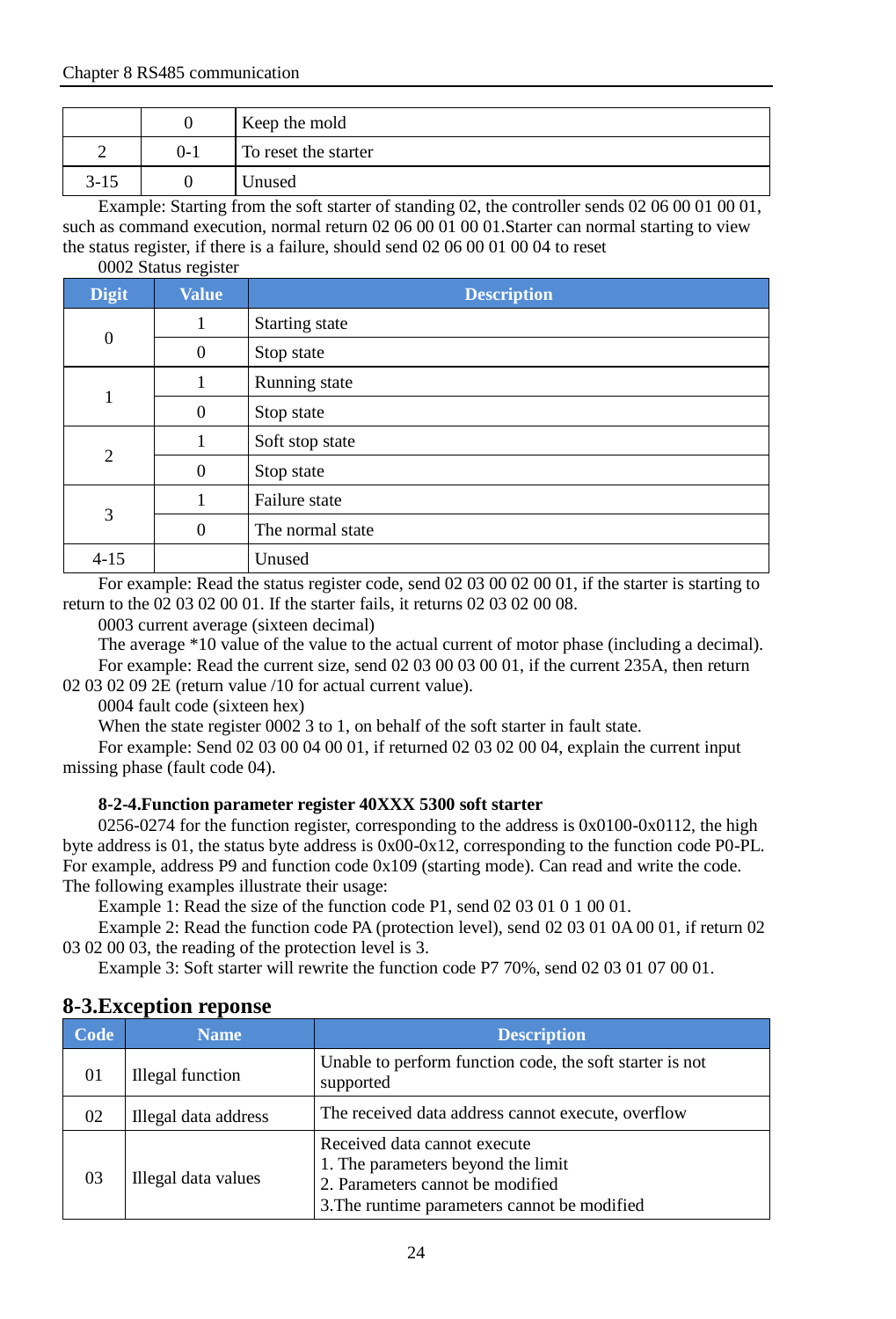|  | 0 | Keep the mold |
|---|---|---|
| 2 | 0-1 | To reset the starter |
| 3-15 | 0 | Unused |

Example: Starting from the soft starter of standing 02, the controller sends 02 06 00 01 00 01, such as command execution, normal return 02 06 00 01 00 01.Starter can normal starting to view the status register, if there is a failure, should send 02 06 00 01 00 04 to reset

0002 Status register

| Digit | Value | Description |
|---|---|---|
| 0 | 1 | Starting state |
|  | 0 | Stop state |
| 1 | 1 | Running state |
|  | 0 | Stop state |
| 2 | 1 | Soft stop state |
|  | 0 | Stop state |
| 3 | 1 | Failure state |
|  | 0 | The normal state |
| 4-15 |  | Unused |

For example: Read the status register code, send 02 03 00 02 00 01, if the starter is starting to return to the 02 03 02 00 01. If the starter fails, it returns 02 03 02 00 08.

0003 current average (sixteen decimal)

The average *10 value of the value to the actual current of motor phase (including a decimal).

For example: Read the current size, send 02 03 00 03 00 01, if the current 235A, then return 02 03 02 09 2E (return value /10 for actual current value).

0004 fault code (sixteen hex)

When the state register 0002 3 to 1, on behalf of the soft starter in fault state.

For example: Send 02 03 00 04 00 01, if returned 02 03 02 00 04, explain the current input missing phase (fault code 04).

**8-2-4.Function parameter register 40XXX 5300 soft starter**

0256-0274 for the function register, corresponding to the address is 0x0100-0x0112, the high byte address is 01, the status byte address is 0x00-0x12, corresponding to the function code P0-PL. For example, address P9 and function code 0x109 (starting mode). Can read and write the code. The following examples illustrate their usage:

Example 1: Read the size of the function code P1, send 02 03 01 0 1 00 01.

Example 2: Read the function code PA (protection level), send 02 03 01 0A 00 01, if return 02 03 02 00 03, the reading of the protection level is 3.

Example 3: Soft starter will rewrite the function code P7 70%, send 02 03 01 07 00 01.

## 8-3.Exception reponse

| Code | Name | Description |
|---|---|---|
| 01 | Illegal function | Unable to perform function code, the soft starter is not supported |
| 02 | Illegal data address | The received data address cannot execute, overflow |
| 03 | Illegal data values | Received data cannot execute<br>1. The parameters beyond the limit<br>2. Parameters cannot be modified<br>3.The runtime parameters cannot be modified |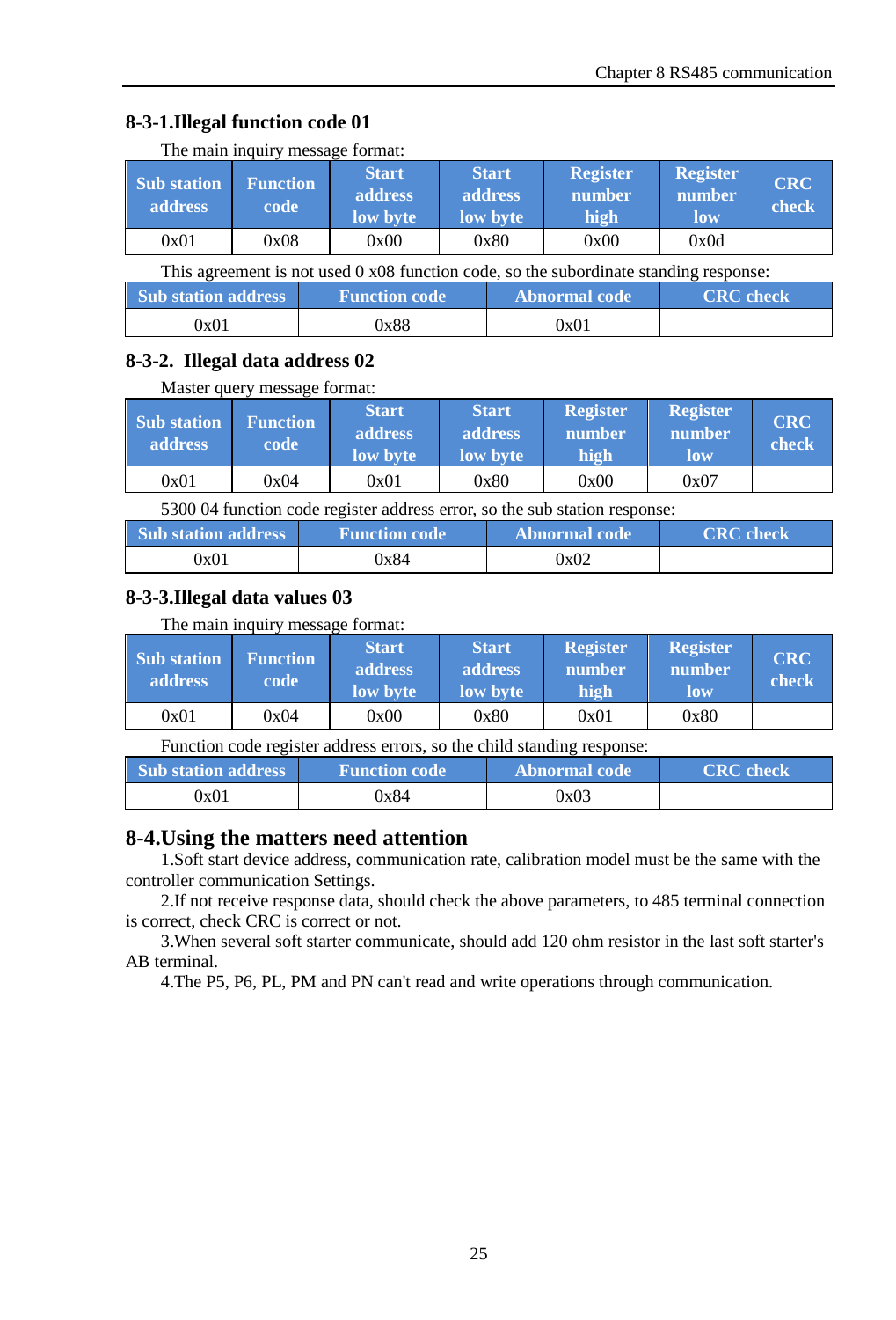### 8-3-1.Illegal function code 01

The main inquiry message format:

| Sub station address | Function code | Start address low byte | Start address low byte | Register number high | Register number low | CRC check |
|---|---|---|---|---|---|---|
| 0x01 | 0x08 | 0x00 | 0x80 | 0x00 | 0x0d | |

This agreement is not used 0 x08 function code, so the subordinate standing response:

| Sub station address | Function code | Abnormal code | CRC check |
|---|---|---|---|
| 0x01 | 0x88 | 0x01 | |

### 8-3-2. Illegal data address 02

Master query message format:

| Sub station address | Function code | Start address low byte | Start address low byte | Register number high | Register number low | CRC check |
|---|---|---|---|---|---|---|
| 0x01 | 0x04 | 0x01 | 0x80 | 0x00 | 0x07 | |

5300 04 function code register address error, so the sub station response:

| Sub station address | Function code | Abnormal code | CRC check |
|---|---|---|---|
| 0x01 | 0x84 | 0x02 | |

### 8-3-3.Illegal data values 03

The main inquiry message format:

| Sub station address | Function code | Start address low byte | Start address low byte | Register number high | Register number low | CRC check |
|---|---|---|---|---|---|---|
| 0x01 | 0x04 | 0x00 | 0x80 | 0x01 | 0x80 | |

Function code register address errors, so the child standing response:

| Sub station address | Function code | Abnormal code | CRC check |
|---|---|---|---|
| 0x01 | 0x84 | 0x03 | |

## 8-4.Using the matters need attention

1.Soft start device address, communication rate, calibration model must be the same with the controller communication Settings.

2.If not receive response data, should check the above parameters, to 485 terminal connection is correct, check CRC is correct or not.

3.When several soft starter communicate, should add 120 ohm resistor in the last soft starter's AB terminal.

4.The P5, P6, PL, PM and PN can't read and write operations through communication.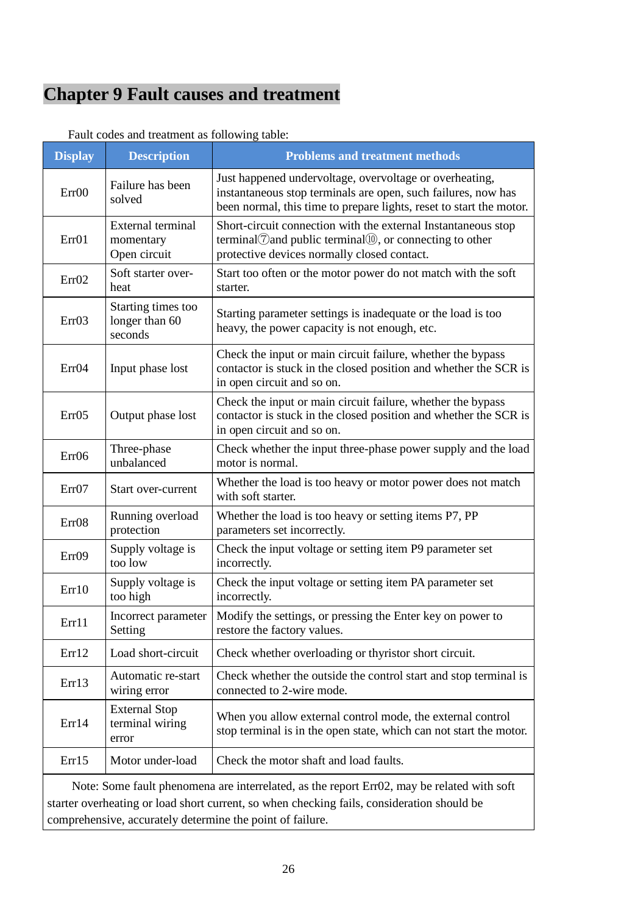# Chapter 9 Fault causes and treatment

Fault codes and treatment as following table:

| Display | Description | Problems and treatment methods |
|---|---|---|
| Err00 | Failure has been solved | Just happened undervoltage, overvoltage or overheating, instantaneous stop terminals are open, such failures, now has been normal, this time to prepare lights, reset to start the motor. |
| Err01 | External terminal momentary Open circuit | Short-circuit connection with the external Instantaneous stop terminal⑦and public terminal⑩, or connecting to other protective devices normally closed contact. |
| Err02 | Soft starter over-heat | Start too often or the motor power do not match with the soft starter. |
| Err03 | Starting times too longer than 60 seconds | Starting parameter settings is inadequate or the load is too heavy, the power capacity is not enough, etc. |
| Err04 | Input phase lost | Check the input or main circuit failure, whether the bypass contactor is stuck in the closed position and whether the SCR is in open circuit and so on. |
| Err05 | Output phase lost | Check the input or main circuit failure, whether the bypass contactor is stuck in the closed position and whether the SCR is in open circuit and so on. |
| Err06 | Three-phase unbalanced | Check whether the input three-phase power supply and the load motor is normal. |
| Err07 | Start over-current | Whether the load is too heavy or motor power does not match with soft starter. |
| Err08 | Running overload protection | Whether the load is too heavy or setting items P7, PP parameters set incorrectly. |
| Err09 | Supply voltage is too low | Check the input voltage or setting item P9 parameter set incorrectly. |
| Err10 | Supply voltage is too high | Check the input voltage or setting item PA parameter set incorrectly. |
| Err11 | Incorrect parameter Setting | Modify the settings, or pressing the Enter key on power to restore the factory values. |
| Err12 | Load short-circuit | Check whether overloading or thyristor short circuit. |
| Err13 | Automatic re-start wiring error | Check whether the outside the control start and stop terminal is connected to 2-wire mode. |
| Err14 | External Stop terminal wiring error | When you allow external control mode, the external control stop terminal is in the open state, which can not start the motor. |
| Err15 | Motor under-load | Check the motor shaft and load faults. |

Note: Some fault phenomena are interrelated, as the report Err02, may be related with soft starter overheating or load short current, so when checking fails, consideration should be comprehensive, accurately determine the point of failure.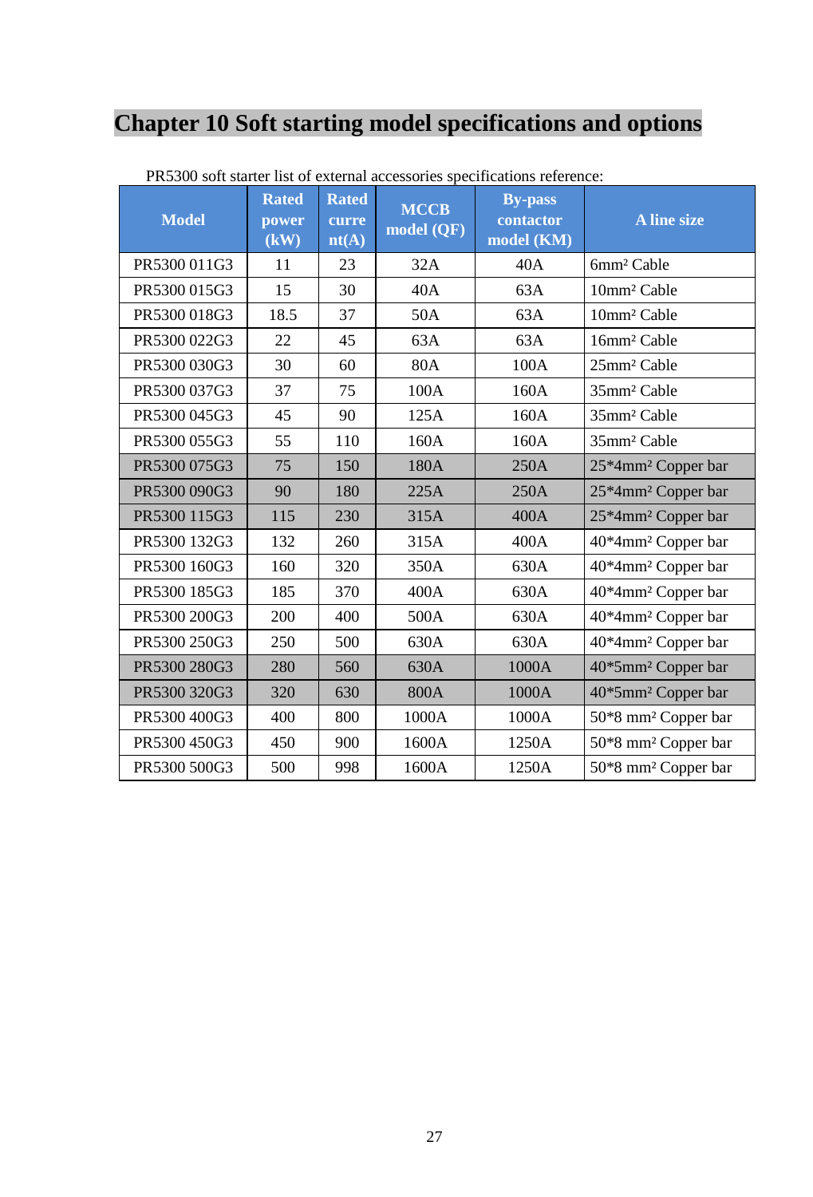# Chapter 10 Soft starting model specifications and options

PR5300 soft starter list of external accessories specifications reference:

| Model | Rated power (kW) | Rated current(A) | MCCB model (QF) | By-pass contactor model (KM) | A line size |
|---|---|---|---|---|---|
| PR5300 011G3 | 11 | 23 | 32A | 40A | 6mm² Cable |
| PR5300 015G3 | 15 | 30 | 40A | 63A | 10mm² Cable |
| PR5300 018G3 | 18.5 | 37 | 50A | 63A | 10mm² Cable |
| PR5300 022G3 | 22 | 45 | 63A | 63A | 16mm² Cable |
| PR5300 030G3 | 30 | 60 | 80A | 100A | 25mm² Cable |
| PR5300 037G3 | 37 | 75 | 100A | 160A | 35mm² Cable |
| PR5300 045G3 | 45 | 90 | 125A | 160A | 35mm² Cable |
| PR5300 055G3 | 55 | 110 | 160A | 160A | 35mm² Cable |
| PR5300 075G3 | 75 | 150 | 180A | 250A | 25*4mm² Copper bar |
| PR5300 090G3 | 90 | 180 | 225A | 250A | 25*4mm² Copper bar |
| PR5300 115G3 | 115 | 230 | 315A | 400A | 25*4mm² Copper bar |
| PR5300 132G3 | 132 | 260 | 315A | 400A | 40*4mm² Copper bar |
| PR5300 160G3 | 160 | 320 | 350A | 630A | 40*4mm² Copper bar |
| PR5300 185G3 | 185 | 370 | 400A | 630A | 40*4mm² Copper bar |
| PR5300 200G3 | 200 | 400 | 500A | 630A | 40*4mm² Copper bar |
| PR5300 250G3 | 250 | 500 | 630A | 630A | 40*4mm² Copper bar |
| PR5300 280G3 | 280 | 560 | 630A | 1000A | 40*5mm² Copper bar |
| PR5300 320G3 | 320 | 630 | 800A | 1000A | 40*5mm² Copper bar |
| PR5300 400G3 | 400 | 800 | 1000A | 1000A | 50*8 mm² Copper bar |
| PR5300 450G3 | 450 | 900 | 1600A | 1250A | 50*8 mm² Copper bar |
| PR5300 500G3 | 500 | 998 | 1600A | 1250A | 50*8 mm² Copper bar |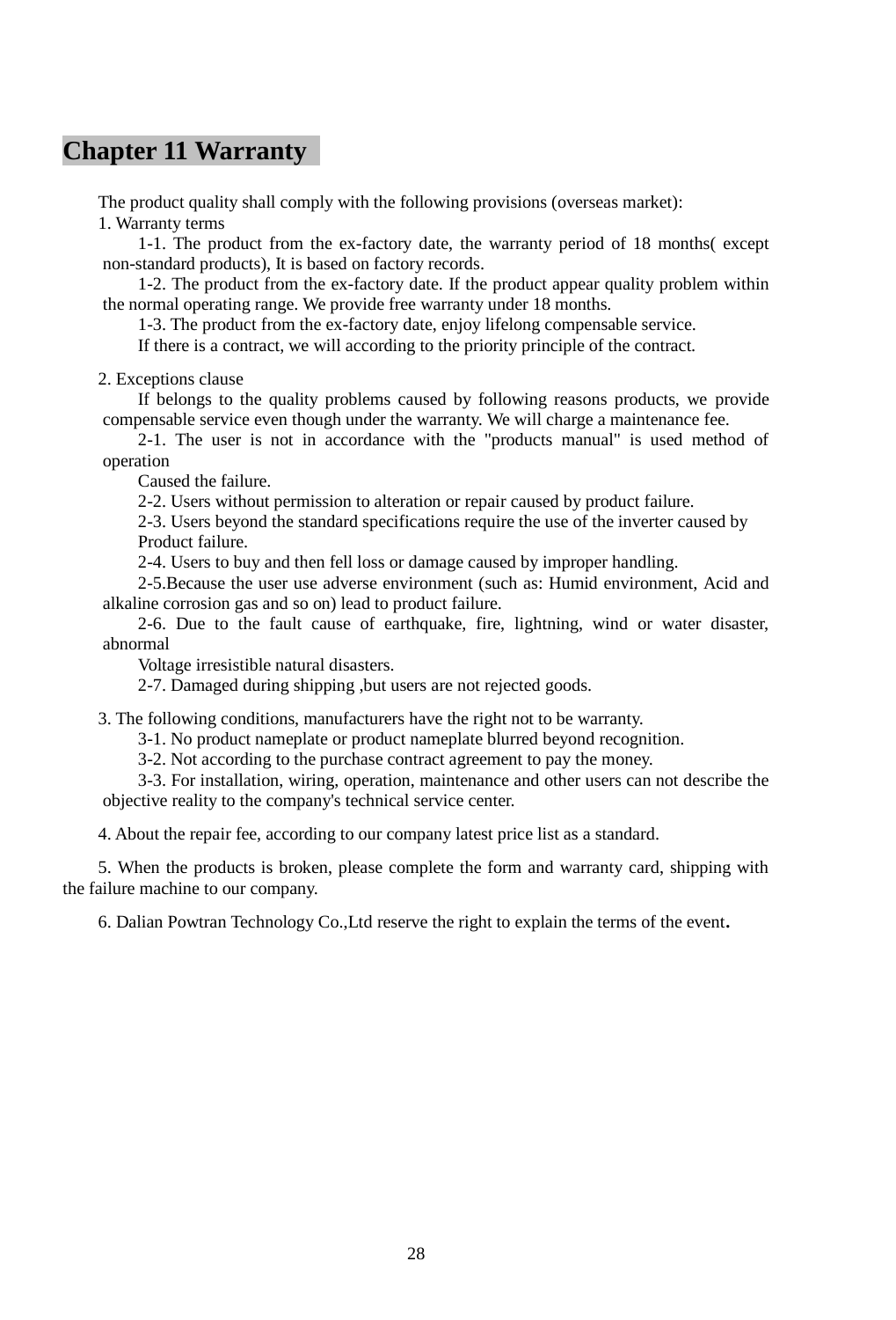# Chapter 11 Warranty

The product quality shall comply with the following provisions (overseas market):

1. Warranty terms

1-1. The product from the ex-factory date, the warranty period of 18 months( except non-standard products), It is based on factory records.

1-2. The product from the ex-factory date. If the product appear quality problem within the normal operating range. We provide free warranty under 18 months.

1-3. The product from the ex-factory date, enjoy lifelong compensable service.

If there is a contract, we will according to the priority principle of the contract.

2. Exceptions clause

If belongs to the quality problems caused by following reasons products, we provide compensable service even though under the warranty. We will charge a maintenance fee.

2-1. The user is not in accordance with the "products manual" is used method of operation

Caused the failure.

2-2. Users without permission to alteration or repair caused by product failure.

2-3. Users beyond the standard specifications require the use of the inverter caused by Product failure.

2-4. Users to buy and then fell loss or damage caused by improper handling.

2-5.Because the user use adverse environment (such as: Humid environment, Acid and alkaline corrosion gas and so on) lead to product failure.

2-6. Due to the fault cause of earthquake, fire, lightning, wind or water disaster, abnormal

Voltage irresistible natural disasters.

2-7. Damaged during shipping ,but users are not rejected goods.

3. The following conditions, manufacturers have the right not to be warranty.

3-1. No product nameplate or product nameplate blurred beyond recognition.

3-2. Not according to the purchase contract agreement to pay the money.

3-3. For installation, wiring, operation, maintenance and other users can not describe the objective reality to the company's technical service center.

4. About the repair fee, according to our company latest price list as a standard.

5. When the products is broken, please complete the form and warranty card, shipping with the failure machine to our company.

6. Dalian Powtran Technology Co.,Ltd reserve the right to explain the terms of the event.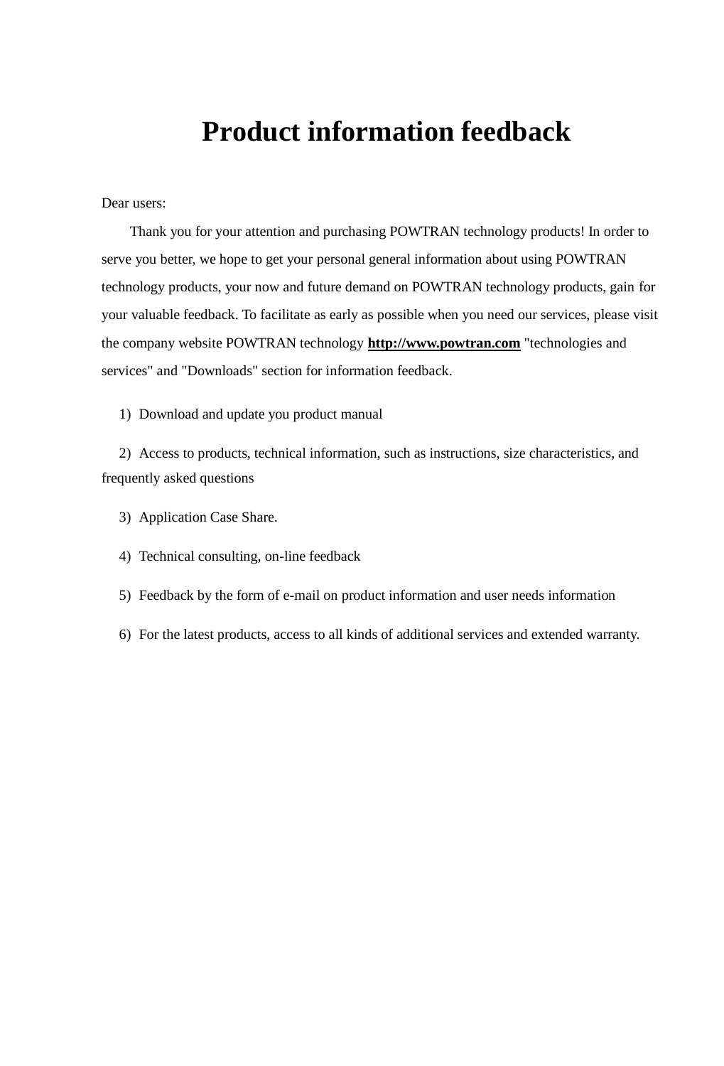# Product information feedback

Dear users:

Thank you for your attention and purchasing POWTRAN technology products! In order to serve you better, we hope to get your personal general information about using POWTRAN technology products, your now and future demand on POWTRAN technology products, gain for your valuable feedback. To facilitate as early as possible when you need our services, please visit the company website POWTRAN technology **http://www.powtran.com** "technologies and services" and "Downloads" section for information feedback.

1) Download and update you product manual

2) Access to products, technical information, such as instructions, size characteristics, and frequently asked questions

3) Application Case Share.

4) Technical consulting, on-line feedback

5) Feedback by the form of e-mail on product information and user needs information

6) For the latest products, access to all kinds of additional services and extended warranty.